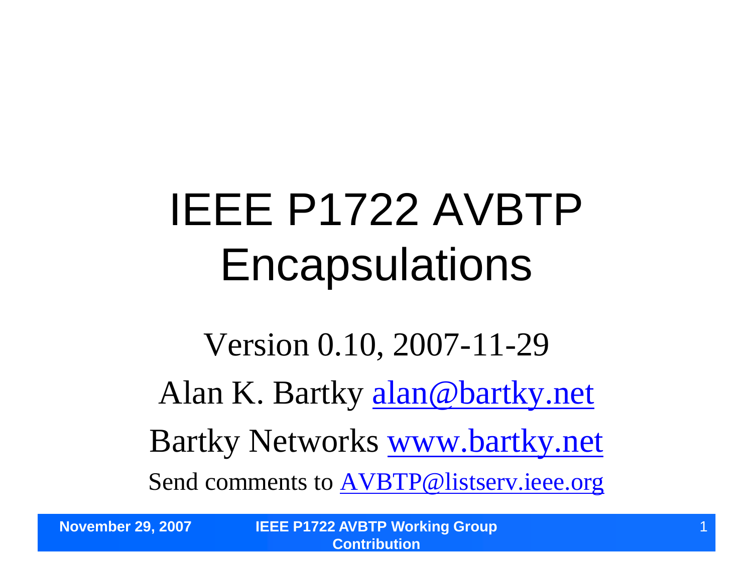# IEEE P1722 AVBTP Encapsulations

Version 0.10, 2007-11-29

Alan K. Bartky alan@bartky.net

Bartky Networks www.bartky.net

Send comments to AVBTP@listserv.ieee.org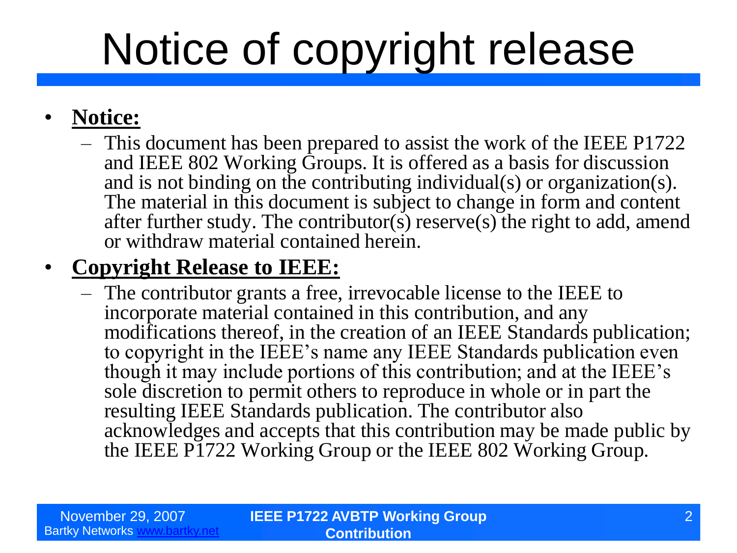# Notice of copyright release

- **Notice:**
  - This document has been prepared to assist the work of the IEEE P1722 and IEEE 802 Working Groups. It is offered as a basis for discussion and is not binding on the contributing individual(s) or organization(s). The material in this document is subject to change in form and content after further study. The contributor(s) reserve(s) the right to add, amend or withdraw material contained herein.
- **Copyright Release to IEEE:**
  - The contributor grants a free, irrevocable license to the IEEE to incorporate material contained in this contribution, and any modifications thereof, in the creation of an IEEE Standards publication; to copyright in the IEEE's name any IEEE Standards publication even though it may include portions of this contribution; and at the IEEE's sole discretion to permit others to reproduce in whole or in part the resulting IEEE Standards publication. The contributor also acknowledges and accepts that this contribution may be made public by the IEEE P1722 Working Group or the IEEE 802 Working Group.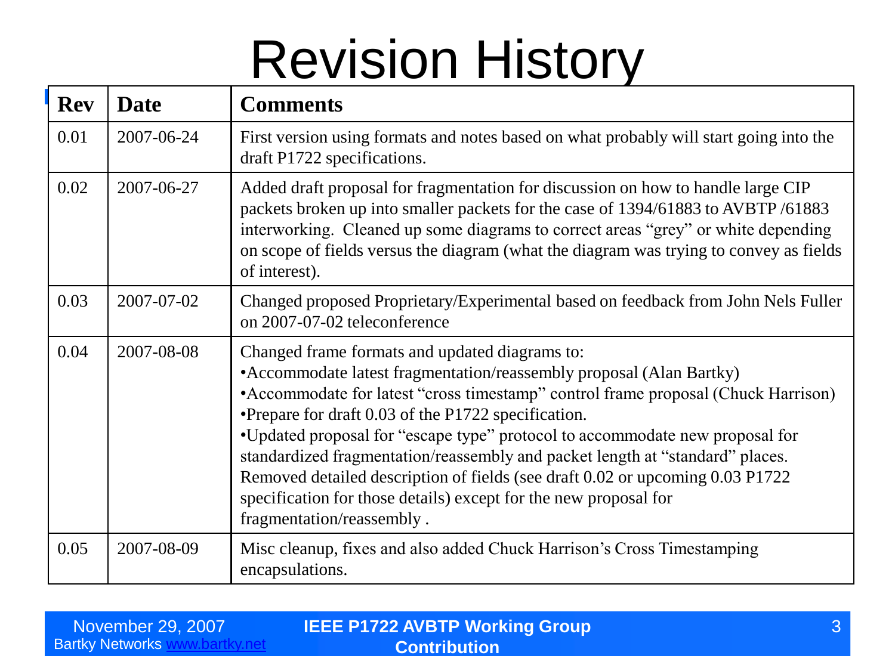# Revision History

| Rev | Date | Comments |
| --- | --- | --- |
| 0.01 | 2007-06-24 | First version using formats and notes based on what probably will start going into the draft P1722 specifications. |
| 0.02 | 2007-06-27 | Added draft proposal for fragmentation for discussion on how to handle large CIP packets broken up into smaller packets for the case of 1394/61883 to AVBTP /61883 interworking. Cleaned up some diagrams to correct areas "grey" or white depending on scope of fields versus the diagram (what the diagram was trying to convey as fields of interest). |
| 0.03 | 2007-07-02 | Changed proposed Proprietary/Experimental based on feedback from John Nels Fuller on 2007-07-02 teleconference |
| 0.04 | 2007-08-08 | Changed frame formats and updated diagrams to:<br>•Accommodate latest fragmentation/reassembly proposal (Alan Bartky)<br>•Accommodate for latest "cross timestamp" control frame proposal (Chuck Harrison)<br>•Prepare for draft 0.03 of the P1722 specification.<br>•Updated proposal for "escape type" protocol to accommodate new proposal for standardized fragmentation/reassembly and packet length at "standard" places. Removed detailed description of fields (see draft 0.02 or upcoming 0.03 P1722 specification for those details) except for the new proposal for fragmentation/reassembly . |
| 0.05 | 2007-08-09 | Misc cleanup, fixes and also added Chuck Harrison's Cross Timestamping encapsulations. |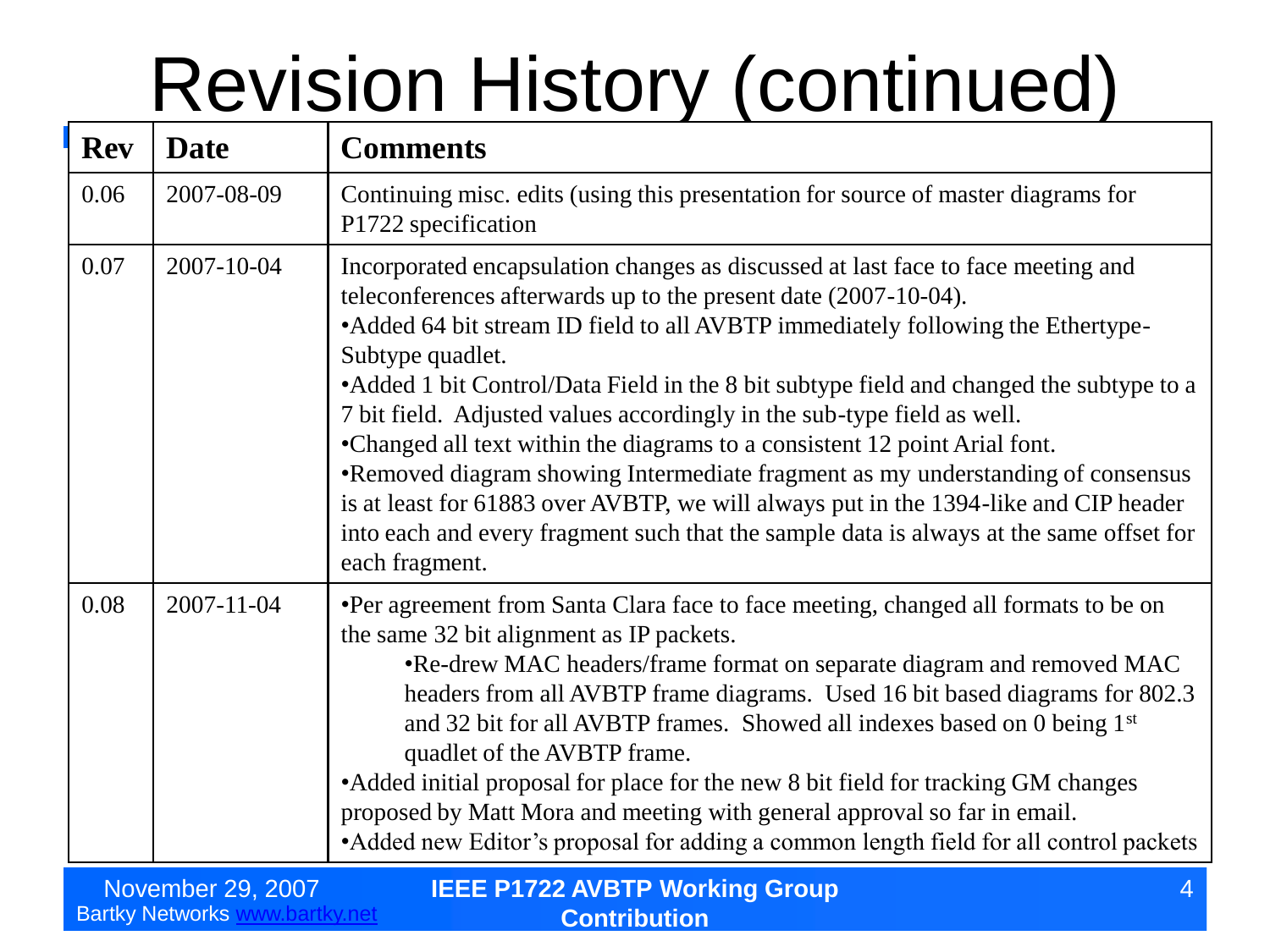# Revision History (continued)

| Rev | Date | Comments |
|---|---|---|
| 0.06 | 2007-08-09 | Continuing misc. edits (using this presentation for source of master diagrams for P1722 specification |
| 0.07 | 2007-10-04 | Incorporated encapsulation changes as discussed at last face to face meeting and teleconferences afterwards up to the present date (2007-10-04).<br>•Added 64 bit stream ID field to all AVBTP immediately following the Ethertype-Subtype quadlet.<br>•Added 1 bit Control/Data Field in the 8 bit subtype field and changed the subtype to a 7 bit field. Adjusted values accordingly in the sub-type field as well.<br>•Changed all text within the diagrams to a consistent 12 point Arial font.<br>•Removed diagram showing Intermediate fragment as my understanding of consensus is at least for 61883 over AVBTP, we will always put in the 1394-like and CIP header into each and every fragment such that the sample data is always at the same offset for each fragment. |
| 0.08 | 2007-11-04 | •Per agreement from Santa Clara face to face meeting, changed all formats to be on the same 32 bit alignment as IP packets.<br>•Re-drew MAC headers/frame format on separate diagram and removed MAC headers from all AVBTP frame diagrams. Used 16 bit based diagrams for 802.3 and 32 bit for all AVBTP frames. Showed all indexes based on 0 being 1st quadlet of the AVBTP frame.<br>•Added initial proposal for place for the new 8 bit field for tracking GM changes proposed by Matt Mora and meeting with general approval so far in email.<br>•Added new Editor's proposal for adding a common length field for all control packets |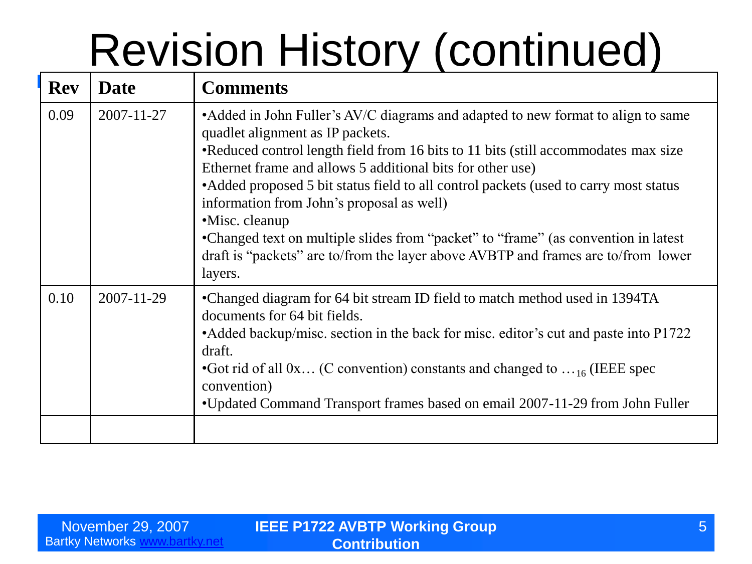# Revision History (continued)

| Rev | Date | Comments |
|---|---|---|
| 0.09 | 2007-11-27 | •Added in John Fuller's AV/C diagrams and adapted to new format to align to same quadlet alignment as IP packets.<br>•Reduced control length field from 16 bits to 11 bits (still accommodates max size Ethernet frame and allows 5 additional bits for other use)<br>•Added proposed 5 bit status field to all control packets (used to carry most status information from John's proposal as well)<br>•Misc. cleanup<br>•Changed text on multiple slides from "packet" to "frame" (as convention in latest draft is "packets" are to/from the layer above AVBTP and frames are to/from lower layers. |
| 0.10 | 2007-11-29 | •Changed diagram for 64 bit stream ID field to match method used in 1394TA documents for 64 bit fields.<br>•Added backup/misc. section in the back for misc. editor's cut and paste into P1722 draft.<br>•Got rid of all 0x… (C convention) constants and changed to $\ldots_{16}$ (IEEE spec convention)<br>•Updated Command Transport frames based on email 2007-11-29 from John Fuller |
| | | |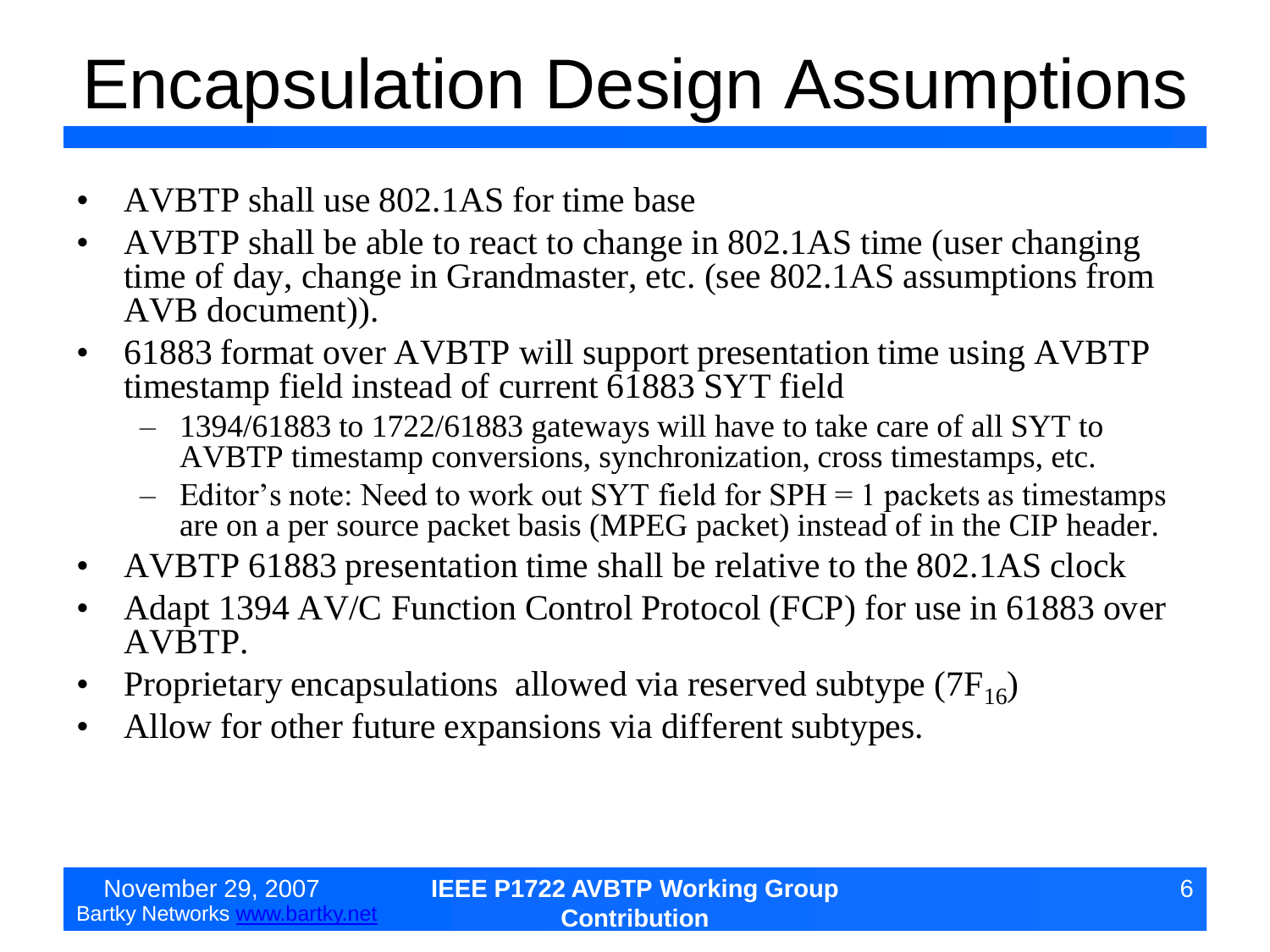# Encapsulation Design Assumptions

- AVBTP shall use 802.1AS for time base
- AVBTP shall be able to react to change in 802.1AS time (user changing time of day, change in Grandmaster, etc. (see 802.1AS assumptions from AVB document)).
- 61883 format over AVBTP will support presentation time using AVBTP timestamp field instead of current 61883 SYT field
  - 1394/61883 to 1722/61883 gateways will have to take care of all SYT to AVBTP timestamp conversions, synchronization, cross timestamps, etc.
  - Editor's note: Need to work out SYT field for SPH = 1 packets as timestamps are on a per source packet basis (MPEG packet) instead of in the CIP header.
- AVBTP 61883 presentation time shall be relative to the 802.1AS clock
- Adapt 1394 AV/C Function Control Protocol (FCP) for use in 61883 over AVBTP.
- Proprietary encapsulations allowed via reserved subtype ($7F_{16}$)
- Allow for other future expansions via different subtypes.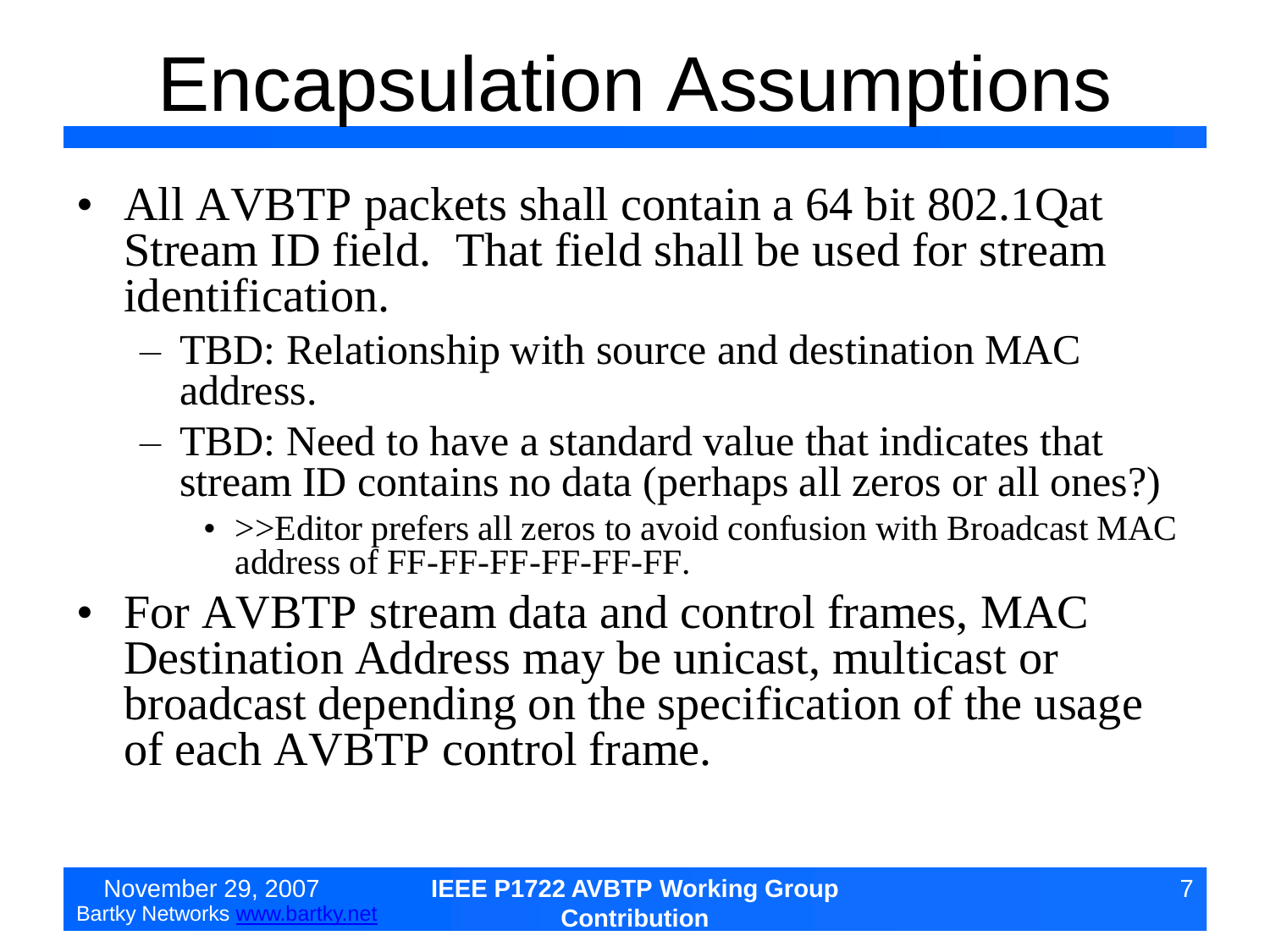# Encapsulation Assumptions

- All AVBTP packets shall contain a 64 bit 802.1Qat Stream ID field. That field shall be used for stream identification.
  - TBD: Relationship with source and destination MAC address.
  - TBD: Need to have a standard value that indicates that stream ID contains no data (perhaps all zeros or all ones?)
    - >>Editor prefers all zeros to avoid confusion with Broadcast MAC address of FF-FF-FF-FF-FF-FF.
- For AVBTP stream data and control frames, MAC Destination Address may be unicast, multicast or broadcast depending on the specification of the usage of each AVBTP control frame.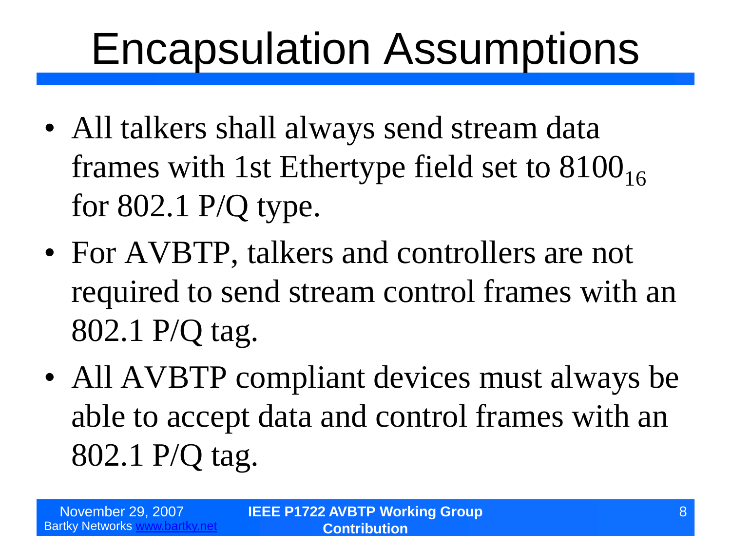# Encapsulation Assumptions

- All talkers shall always send stream data frames with 1st Ethertype field set to $8100_{16}$ for 802.1 P/Q type.
- For AVBTP, talkers and controllers are not required to send stream control frames with an 802.1 P/Q tag.
- All AVBTP compliant devices must always be able to accept data and control frames with an 802.1 P/Q tag.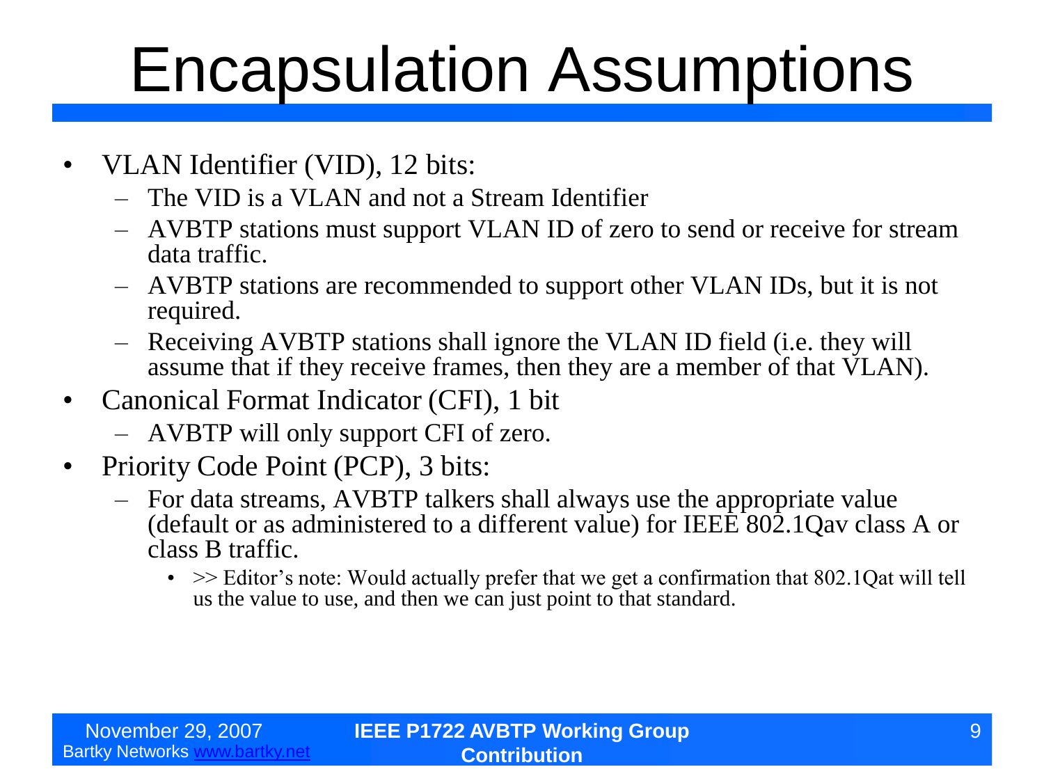# Encapsulation Assumptions

- VLAN Identifier (VID), 12 bits:
  - The VID is a VLAN and not a Stream Identifier
  - AVBTP stations must support VLAN ID of zero to send or receive for stream data traffic.
  - AVBTP stations are recommended to support other VLAN IDs, but it is not required.
  - Receiving AVBTP stations shall ignore the VLAN ID field (i.e. they will assume that if they receive frames, then they are a member of that VLAN).
- Canonical Format Indicator (CFI), 1 bit
  - AVBTP will only support CFI of zero.
- Priority Code Point (PCP), 3 bits:
  - For data streams, AVBTP talkers shall always use the appropriate value (default or as administered to a different value) for IEEE 802.1Qav class A or class B traffic.
    - >> Editor's note: Would actually prefer that we get a confirmation that 802.1Qat will tell us the value to use, and then we can just point to that standard.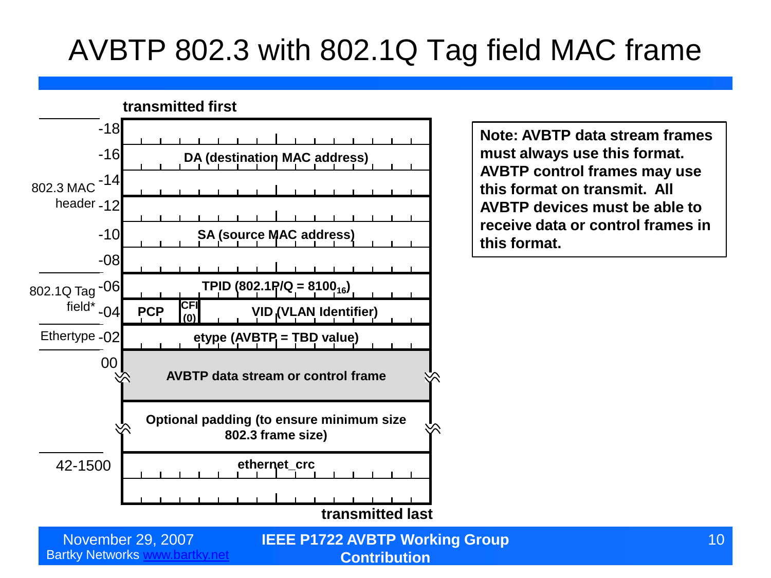# AVBTP 802.3 with 802.1Q Tag field MAC frame

**transmitted first**

| Offset | Section | Field |
|---|---|---|
| -18 | 802.3 MAC header | DA (destination MAC address) |
| -16 | | |
| -14 | | |
| -12 | | SA (source MAC address) |
| -10 | | |
| -08 | | |
| -06 | 802.1Q Tag field* | TPID (802.1P/Q = $8100_{16}$) |
| -04 | | PCP \| CFI (0) \| VID (VLAN Identifier) |
| -02 | Ethertype | etype (AVBTP = TBD value) |
| 00 | | AVBTP data stream or control frame |
| | | Optional padding (to ensure minimum size 802.3 frame size) |
| 42-1500 | | ethernet_crc |

**transmitted last**

**Note: AVBTP data stream frames must always use this format. AVBTP control frames may use this format on transmit. All AVBTP devices must be able to receive data or control frames in this format.**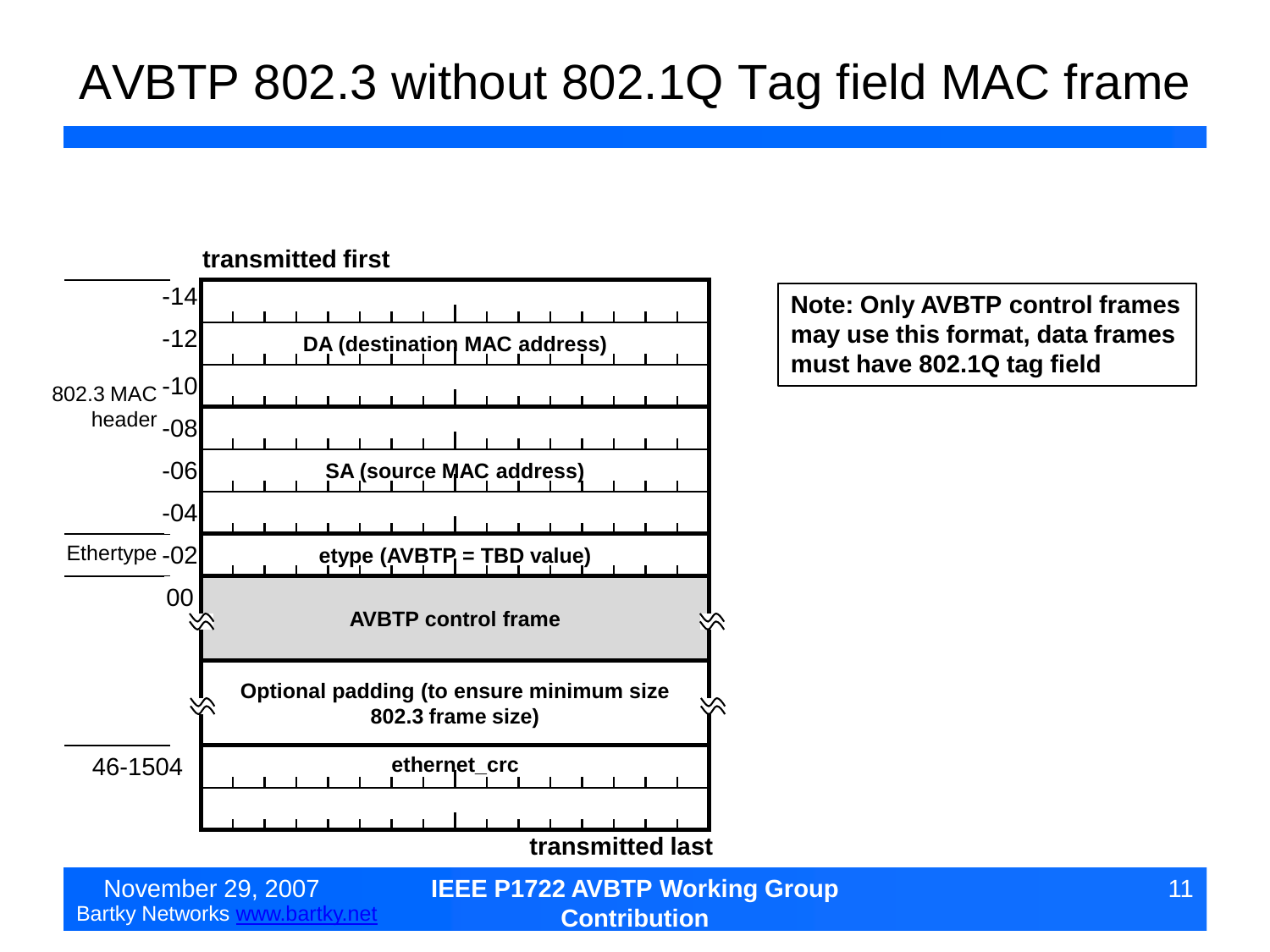# AVBTP 802.3 without 802.1Q Tag field MAC frame

**transmitted first**

| Offset | Field |
|---|---|
| -14 | |
| -12 | **DA (destination MAC address)** |
| -10 | |
| -08 | |
| -06 | **SA (source MAC address)** |
| -04 | |
| -02 | **etype (AVBTP = TBD value)** |
| 00 | **AVBTP control frame** |
| | **Optional padding (to ensure minimum size 802.3 frame size)** |
| 46-1504 | **ethernet_crc** |

**transmitted last**

802.3 MAC header: -14 to -04

Ethertype: -02

**Note: Only AVBTP control frames may use this format, data frames must have 802.1Q tag field**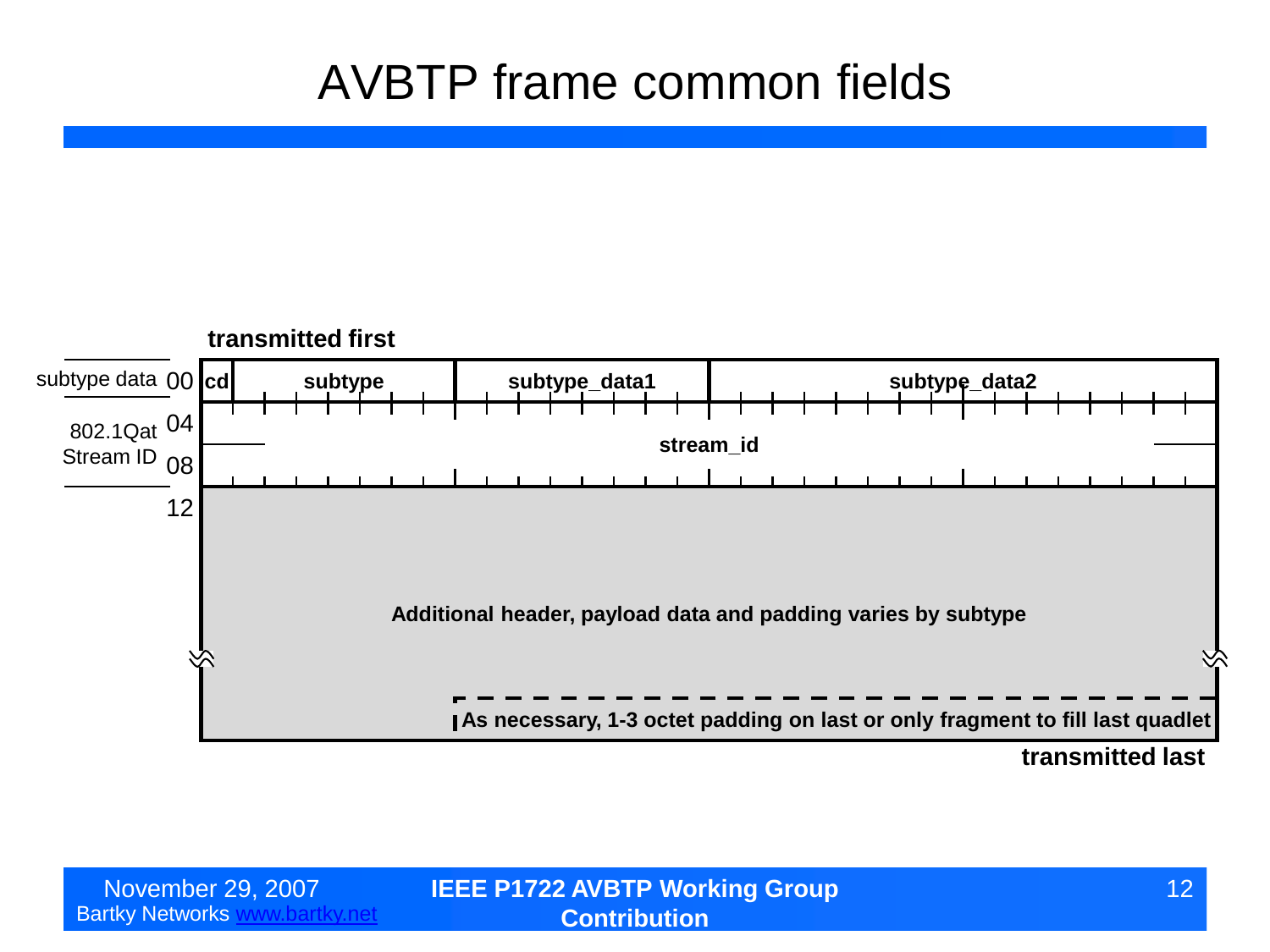# AVBTP frame common fields

**transmitted first**

| Label | Offset | Fields | | | |
|---|---|---|---|---|---|
| subtype data | 00 | **cd** | **subtype** | **subtype_data1** | **subtype_data2** |
| 802.1Qat Stream ID | 04 | **stream_id** | | | |
| | 08 | | | | |
| | 12 | **Additional header, payload data and padding varies by subtype** | | | |
| | | | | **As necessary, 1-3 octet padding on last or only fragment to fill last quadlet** | |

**transmitted last**

November 29, 2007
Bartky Networks www.bartky.net

**IEEE P1722 AVBTP Working Group Contribution**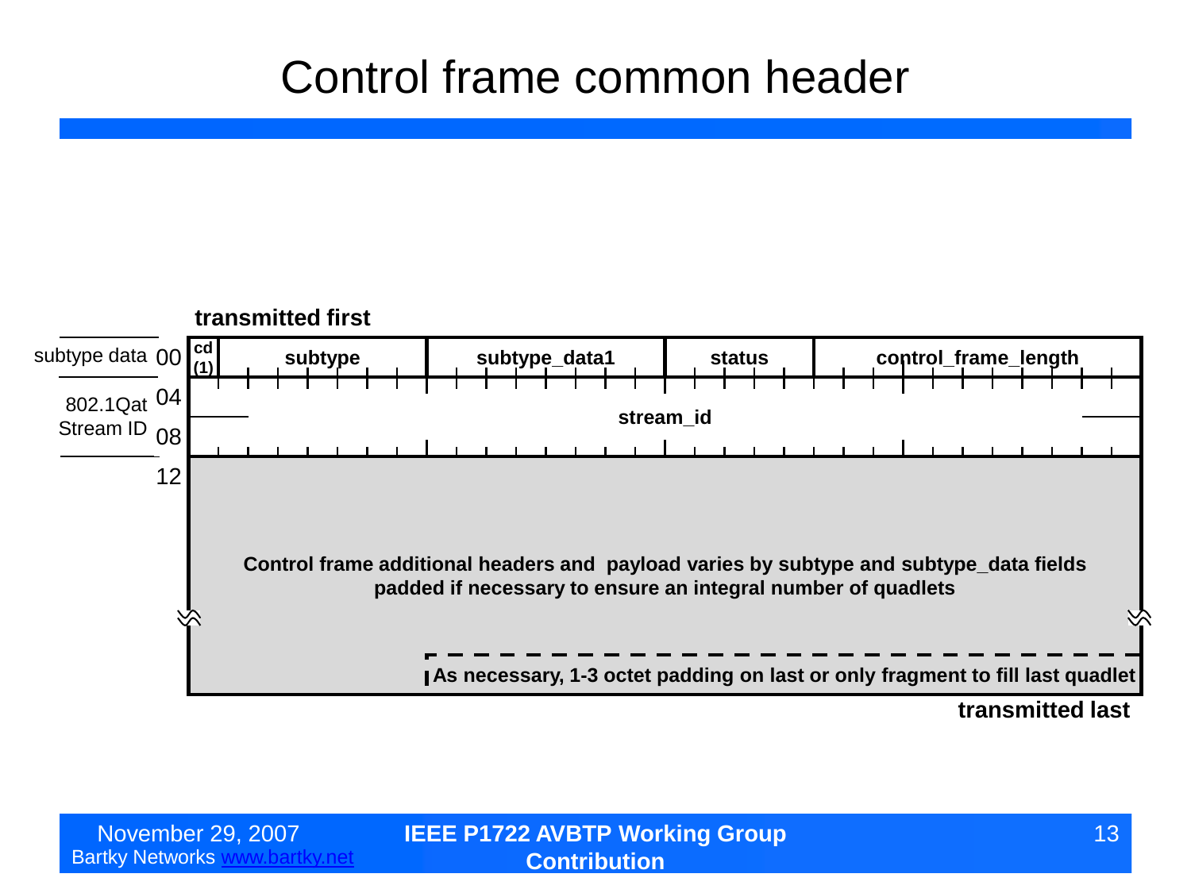# Control frame common header

**transmitted first**

| Offset | Label | Fields |
|---|---|---|
| 00 | subtype data | **cd (1)** \| **subtype** \| **subtype_data1** \| **status** \| **control_frame_length** |
| 04 | 802.1Qat Stream ID | **stream_id** |
| 08 | | |
| 12 | | **Control frame additional headers and payload varies by subtype and subtype_data fields padded if necessary to ensure an integral number of quadlets** |
| | | **As necessary, 1-3 octet padding on last or only fragment to fill last quadlet** |

**transmitted last**

November 29, 2007
Bartky Networks www.bartky.net

**IEEE P1722 AVBTP Working Group Contribution**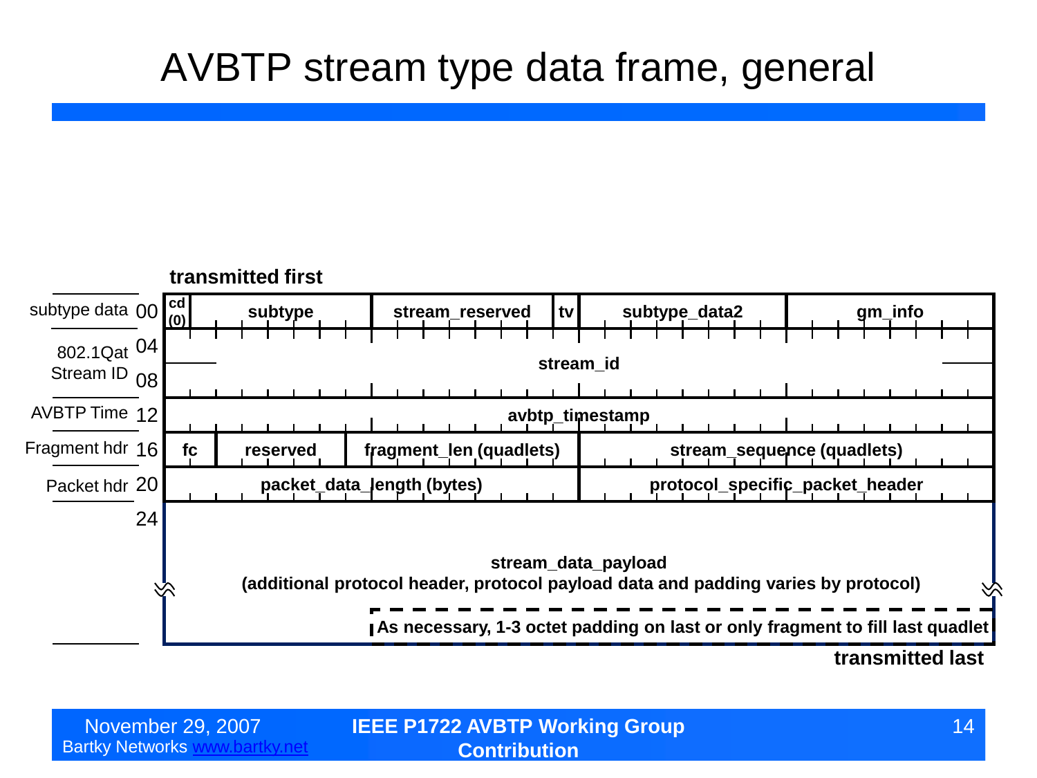# AVBTP stream type data frame, general

**transmitted first**

| Section | Offset | Fields | | | | | |
|---|---|---|---|---|---|---|---|
| subtype data | 00 | cd (0) | subtype | stream_reserved | tv | subtype_data2 | gm_info |
| 802.1Qat Stream ID | 04 | stream_id | | | | | |
| | 08 | | | | | | |
| AVBTP Time | 12 | avbtp_timestamp | | | | | |
| Fragment hdr | 16 | fc | reserved | fragment_len (quadlets) | stream_sequence (quadlets) | | |
| Packet hdr | 20 | packet_data_length (bytes) | | | protocol_specific_packet_header | | |
| | 24 | stream_data_payload (additional protocol header, protocol payload data and padding varies by protocol) | | | | | |
| | | As necessary, 1-3 octet padding on last or only fragment to fill last quadlet | | | | | |

**transmitted last**

November 29, 2007
Bartky Networks www.bartky.net

**IEEE P1722 AVBTP Working Group Contribution**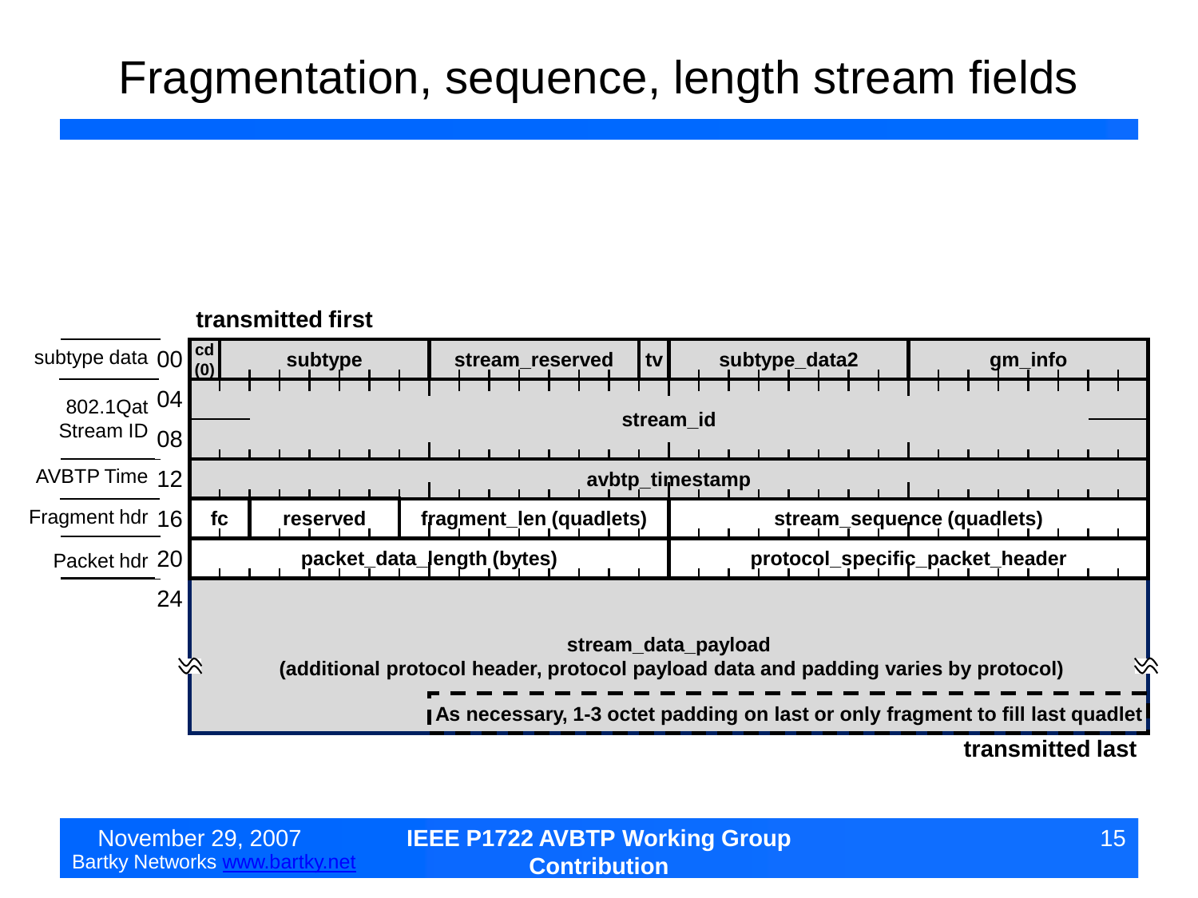# Fragmentation, sequence, length stream fields

**transmitted first**

| Section | Offset | Fields | | | | | | | |
|---|---|---|---|---|---|---|---|---|---|
| subtype data | 00 | cd (0) | subtype | | stream_reserved | tv | subtype_data2 | gm_info | |
| 802.1Qat Stream ID | 04 | stream_id | | | | | | | |
| | 08 | | | | | | | | |
| AVBTP Time | 12 | avbtp_timestamp | | | | | | | |
| Fragment hdr | 16 | fc | reserved | fragment_len (quadlets) | | | stream_sequence (quadlets) | | |
| Packet hdr | 20 | packet_data_length (bytes) | | | | | protocol_specific_packet_header | | |
| | 24 | stream_data_payload (additional protocol header, protocol payload data and padding varies by protocol) | | | | | | | |
| | | As necessary, 1-3 octet padding on last or only fragment to fill last quadlet | | | | | | | |

**transmitted last**

November 29, 2007
Bartky Networks www.bartky.net

**IEEE P1722 AVBTP Working Group Contribution**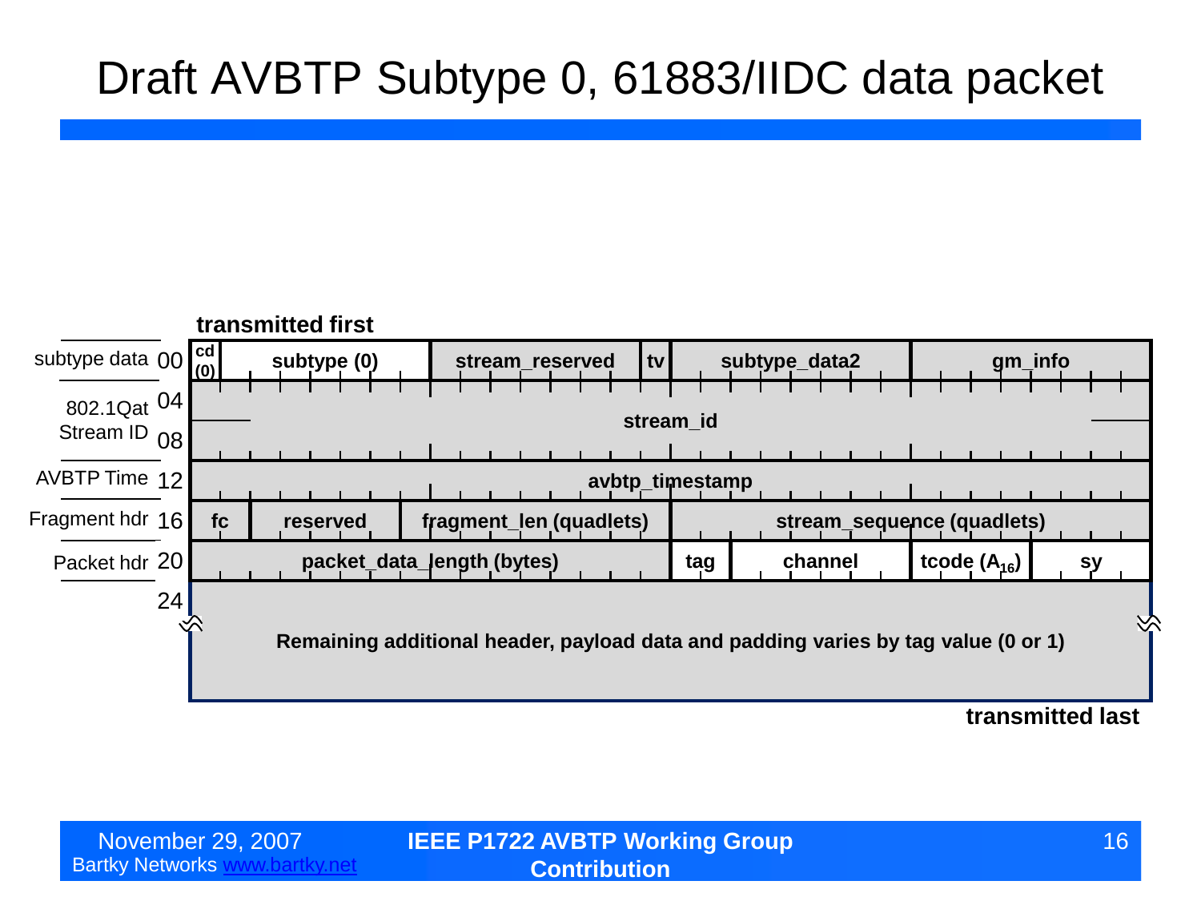# Draft AVBTP Subtype 0, 61883/IIDC data packet

**transmitted first**

| | Offset | | | | | | | | | |
|---|---|---|---|---|---|---|---|---|---|---|
| subtype data | 00 | **cd (0)** | **subtype (0)** | | **stream_reserved** | **tv** | **subtype_data2** | | **gm_info** | |
| 802.1Qat Stream ID | 04 | **stream_id** | | | | | | | | |
| | 08 | | | | | | | | | |
| AVBTP Time | 12 | **avbtp_timestamp** | | | | | | | | |
| Fragment hdr | 16 | **fc** | **reserved** | **fragment_len (quadlets)** | | | **stream_sequence (quadlets)** | | | |
| Packet hdr | 20 | **packet_data_length (bytes)** | | | | | **tag** | **channel** | **tcode ($A_{16}$)** | **sy** |
| | 24 | **Remaining additional header, payload data and padding varies by tag value (0 or 1)** | | | | | | | | |

**transmitted last**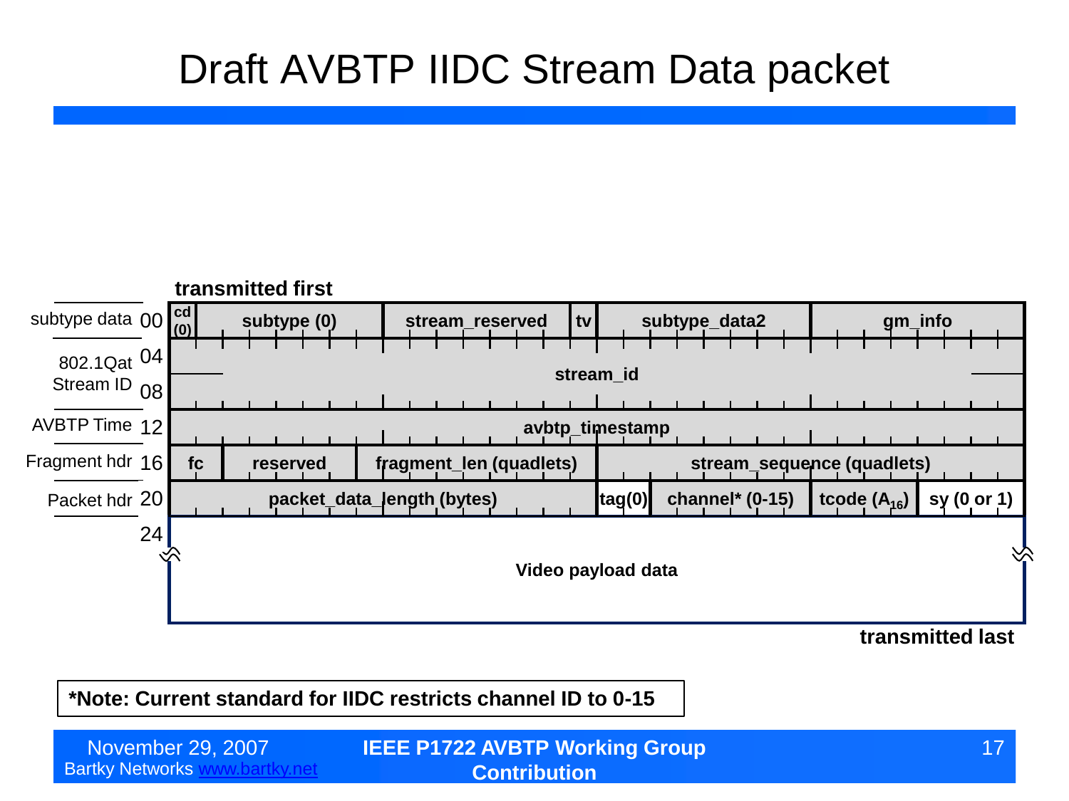# Draft AVBTP IIDC Stream Data packet

transmitted first

| | Offset | | | | | | |
|---|---|---|---|---|---|---|---|
| subtype data | 00 | cd (0) | subtype (0) | stream_reserved | tv | subtype_data2 | gm_info |
| 802.1Qat Stream ID | 04 | stream_id | | | | | |
| | 08 | | | | | | |
| AVBTP Time | 12 | avbtp_timestamp | | | | | |
| Fragment hdr | 16 | fc | reserved | fragment_len (quadlets) | stream_sequence (quadlets) | | |
| Packet hdr | 20 | packet_data_length (bytes) | | tag(0) | channel* (0-15) | tcode ($A_{16}$) | sy (0 or 1) |
| | 24 | Video payload data | | | | | |

transmitted last

**\*Note: Current standard for IIDC restricts channel ID to 0-15**

November 29, 2007
Bartky Networks www.bartky.net

**IEEE P1722 AVBTP Working Group Contribution**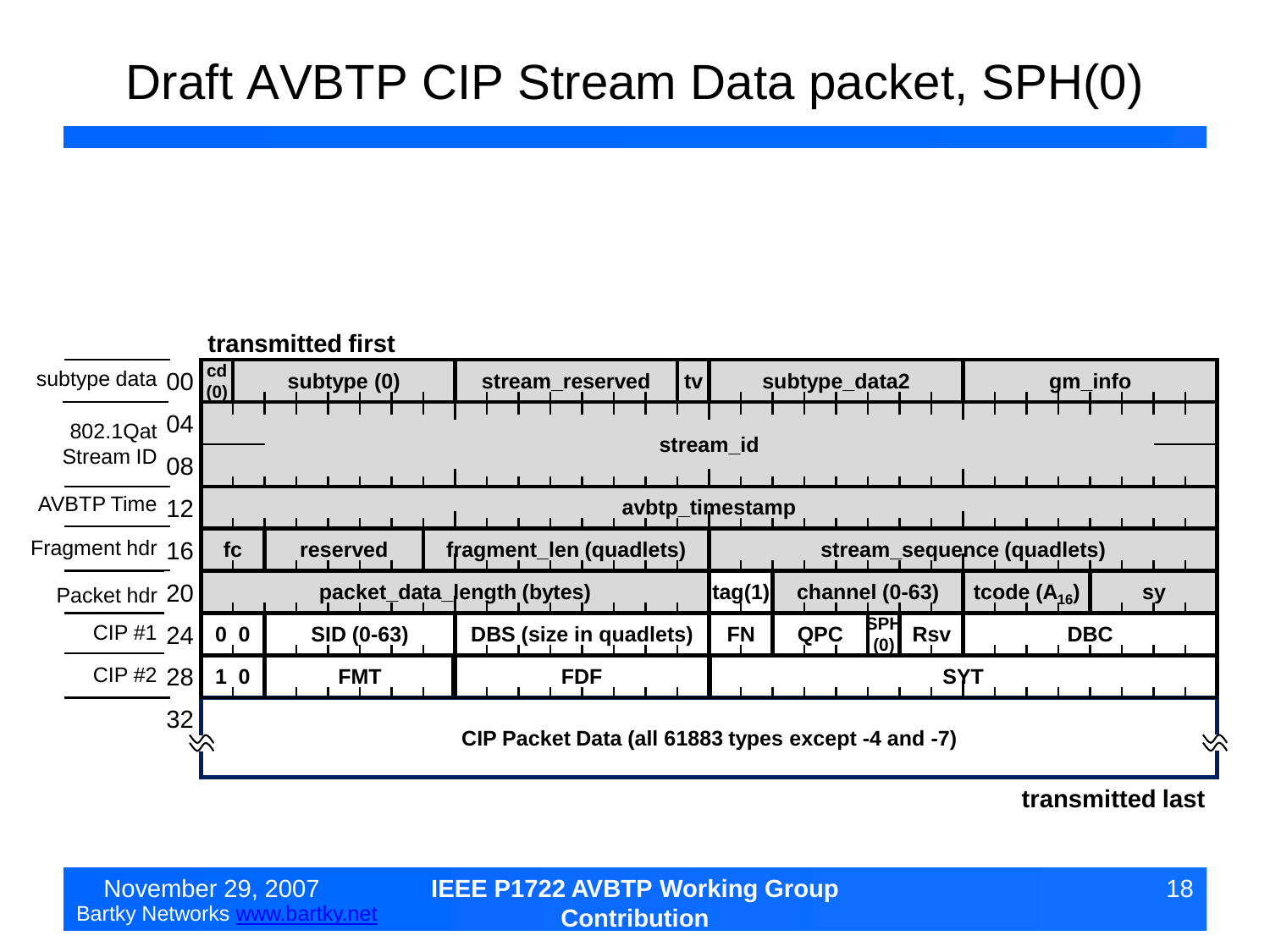# Draft AVBTP CIP Stream Data packet, SPH(0)

transmitted first

| Label | Offset | Fields | | | | | | | |
|---|---|---|---|---|---|---|---|---|---|
| subtype data | 00 | cd (0) | subtype (0) | stream_reserved | tv | subtype_data2 | | gm_info | |
| 802.1Qat Stream ID | 04 | stream_id | | | | | | | |
| | 08 | | | | | | | | |
| AVBTP Time | 12 | avbtp_timestamp | | | | | | | |
| Fragment hdr | 16 | fc | reserved | fragment_len (quadlets) | | stream_sequence (quadlets) | | | |
| Packet hdr | 20 | packet_data_length (bytes) | | | tag(1) | channel (0-63) | | tcode ($A_{16}$) | sy |
| CIP #1 | 24 | 0 0 | SID (0-63) | DBS (size in quadlets) | FN | QPC | SPH (0) | Rsv | DBC |
| CIP #2 | 28 | 1 0 | FMT | FDF | SYT | | | | |
| | 32 | CIP Packet Data (all 61883 types except -4 and -7) | | | | | | | |

transmitted last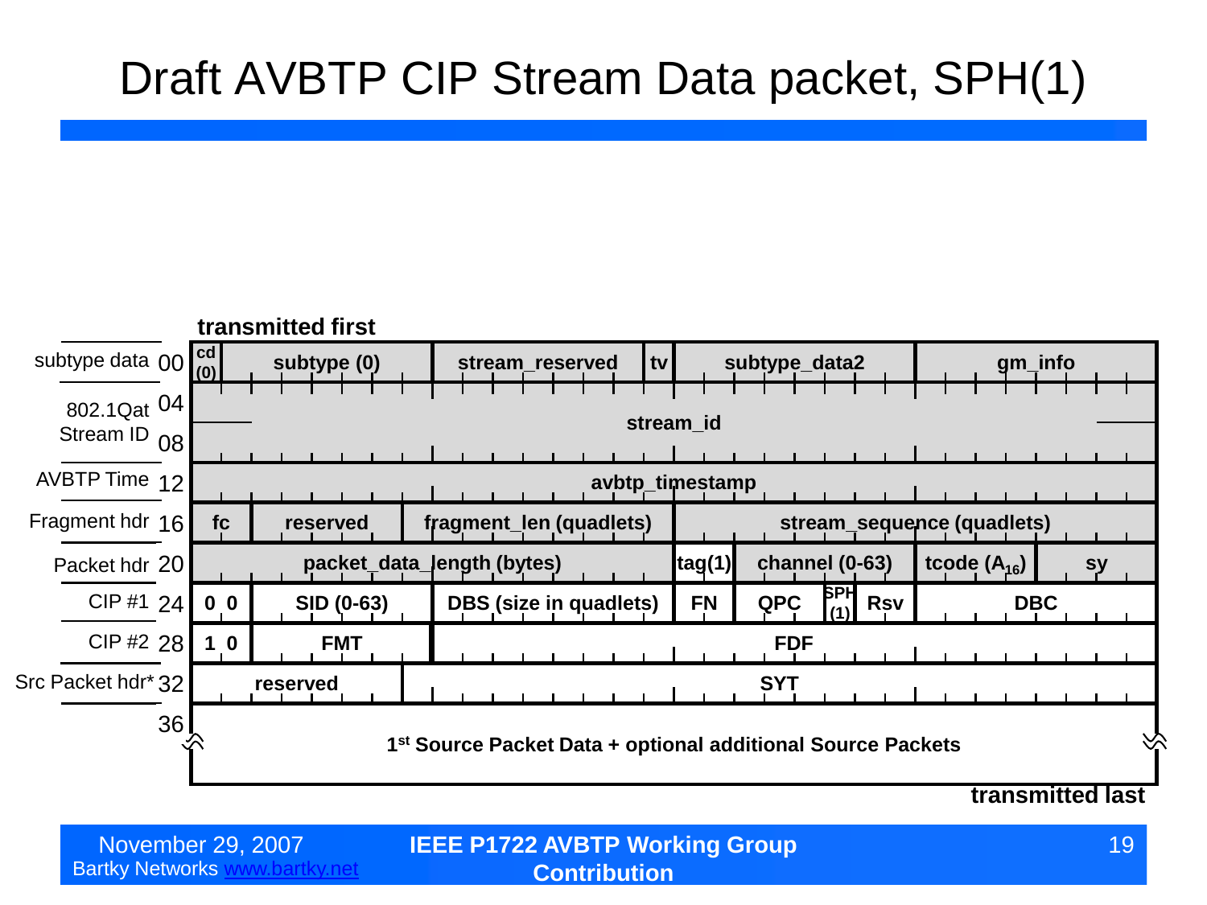# Draft AVBTP CIP Stream Data packet, SPH(1)

**transmitted first**

| Label | Offset | Fields |
|---|---|---|
| subtype data | 00 | cd (0) \| subtype (0) \| stream_reserved \| tv \| subtype_data2 \| gm_info |
| 802.1Qat Stream ID | 04 | stream_id |
| | 08 | stream_id |
| AVBTP Time | 12 | avbtp_timestamp |
| Fragment hdr | 16 | fc \| reserved \| fragment_len (quadlets) \| stream_sequence (quadlets) |
| Packet hdr | 20 | packet_data_length (bytes) \| tag(1) \| channel (0-63) \| tcode ($A_{16}$) \| sy |
| CIP #1 | 24 | 0 0 \| SID (0-63) \| DBS (size in quadlets) \| FN \| QPC \| SPH (1) \| Rsv \| DBC |
| CIP #2 | 28 | 1 0 \| FMT \| FDF |
| Src Packet hdr* | 32 | reserved \| SYT |
| | 36 | 1st Source Packet Data + optional additional Source Packets |

**transmitted last**

November 29, 2007
Bartky Networks www.bartky.net

**IEEE P1722 AVBTP Working Group Contribution**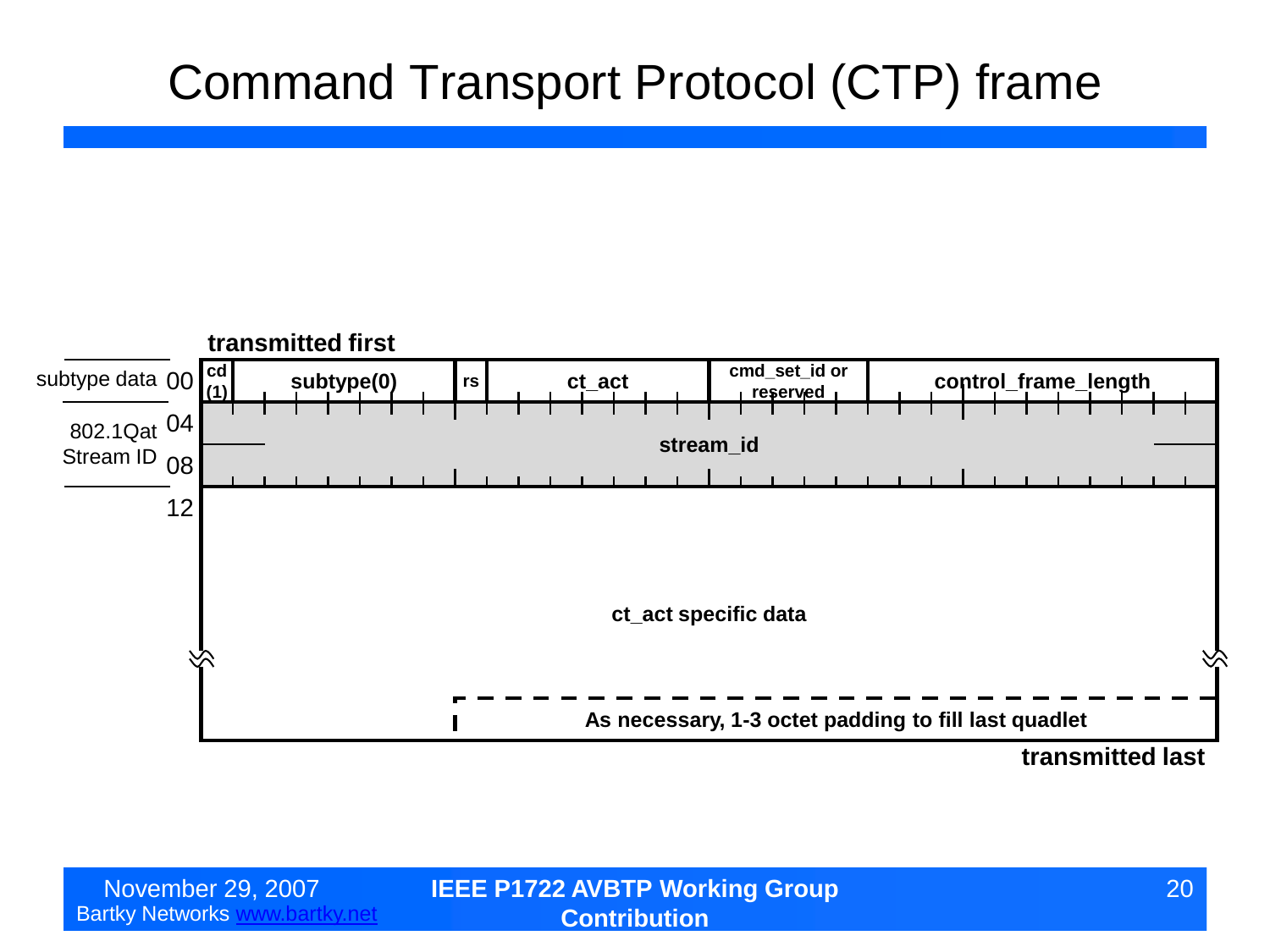# Command Transport Protocol (CTP) frame

**transmitted first**

| Offset | Label | Fields |
|---|---|---|
| 00 | subtype data | **cd (1)** \| **subtype(0)** \| **rs** \| **ct_act** \| **cmd_set_id or reserved** \| **control_frame_length** |
| 04 | 802.1Qat Stream ID | **stream_id** |
| 08 | | |
| 12 | | **ct_act specific data** |
| | | **As necessary, 1-3 octet padding to fill last quadlet** |

**transmitted last**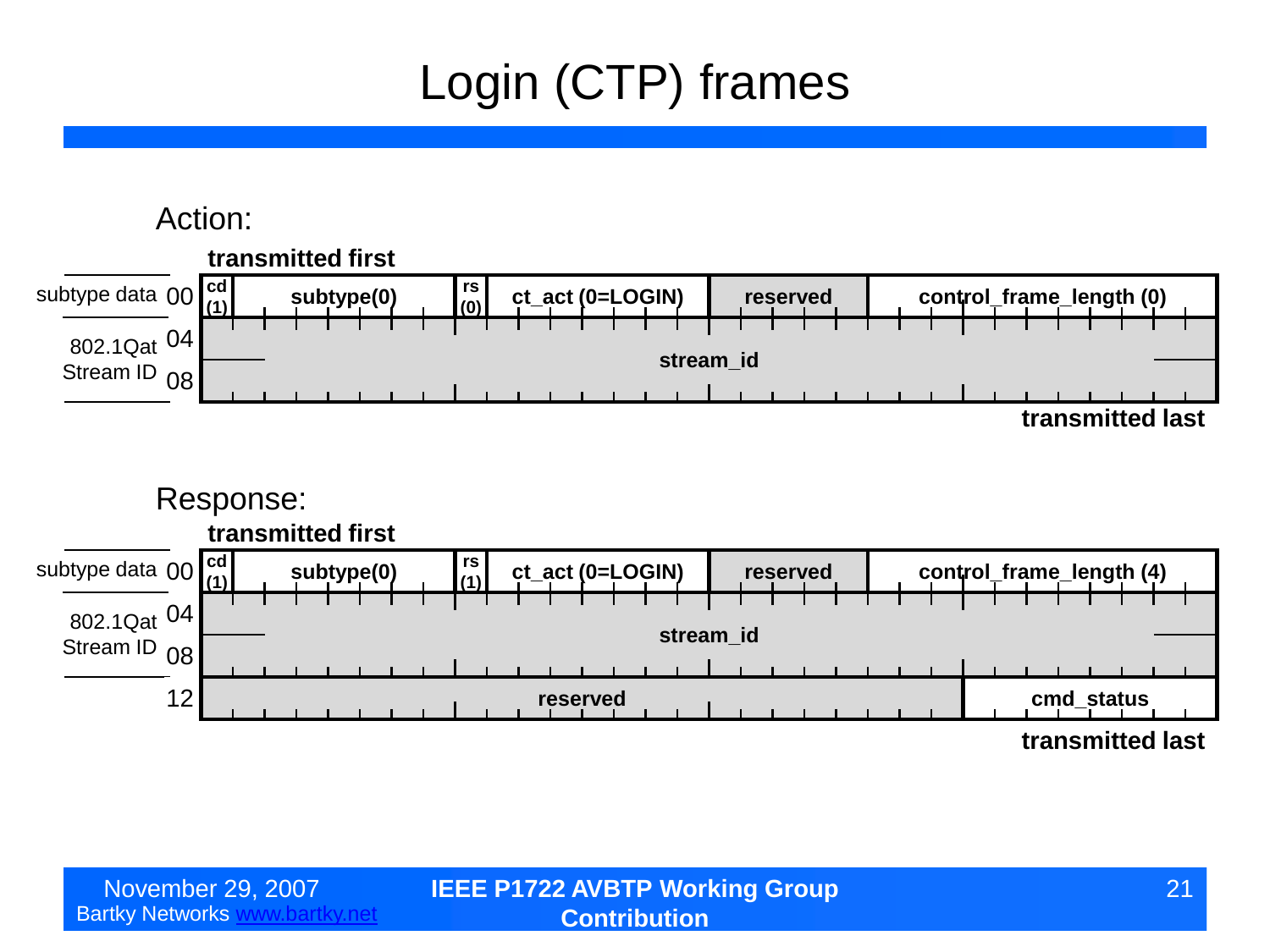# Login (CTP) frames

## Action:

**transmitted first**

| Offset | Label | | | | | |
|---|---|---|---|---|---|---|
| 00 | subtype data | cd (1) | subtype(0) | rs (0) | ct_act (0=LOGIN) | reserved | control_frame_length (0) |
| 04 | 802.1Qat Stream ID | stream_id | | | | | |
| 08 | | | | | | | |

**transmitted last**

## Response:

**transmitted first**

| Offset | Label | | | | | |
|---|---|---|---|---|---|---|
| 00 | subtype data | cd (1) | subtype(0) | rs (1) | ct_act (0=LOGIN) | reserved | control_frame_length (4) |
| 04 | 802.1Qat Stream ID | stream_id | | | | | |
| 08 | | | | | | | |
| 12 | | reserved | | | | | cmd_status |

**transmitted last**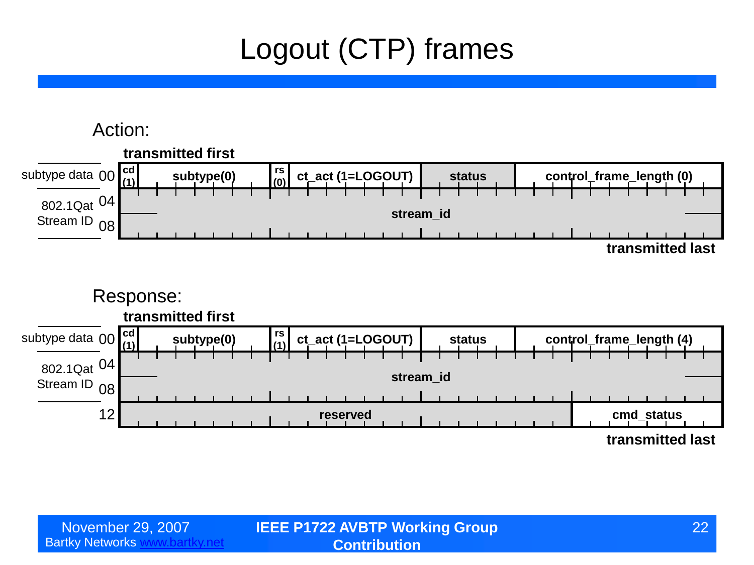# Logout (CTP) frames

## Action:

**transmitted first**

| Offset | Label | | | | | | |
|---|---|---|---|---|---|---|---|
| 00 | subtype data | cd (1) | subtype(0) | rs (0) | ct_act (1=LOGOUT) | status | control_frame_length (0) |
| 04 | 802.1Qat Stream ID | stream_id | | | | | |
| 08 | | | | | | | |

**transmitted last**

## Response:

**transmitted first**

| Offset | Label | | | | | | |
|---|---|---|---|---|---|---|---|
| 00 | subtype data | cd (1) | subtype(0) | rs (1) | ct_act (1=LOGOUT) | status | control_frame_length (4) |
| 04 | 802.1Qat Stream ID | stream_id | | | | | |
| 08 | | | | | | | |
| 12 | | reserved | | | | | cmd_status |

**transmitted last**

November 29, 2007
Bartky Networks www.bartky.net

**IEEE P1722 AVBTP Working Group Contribution**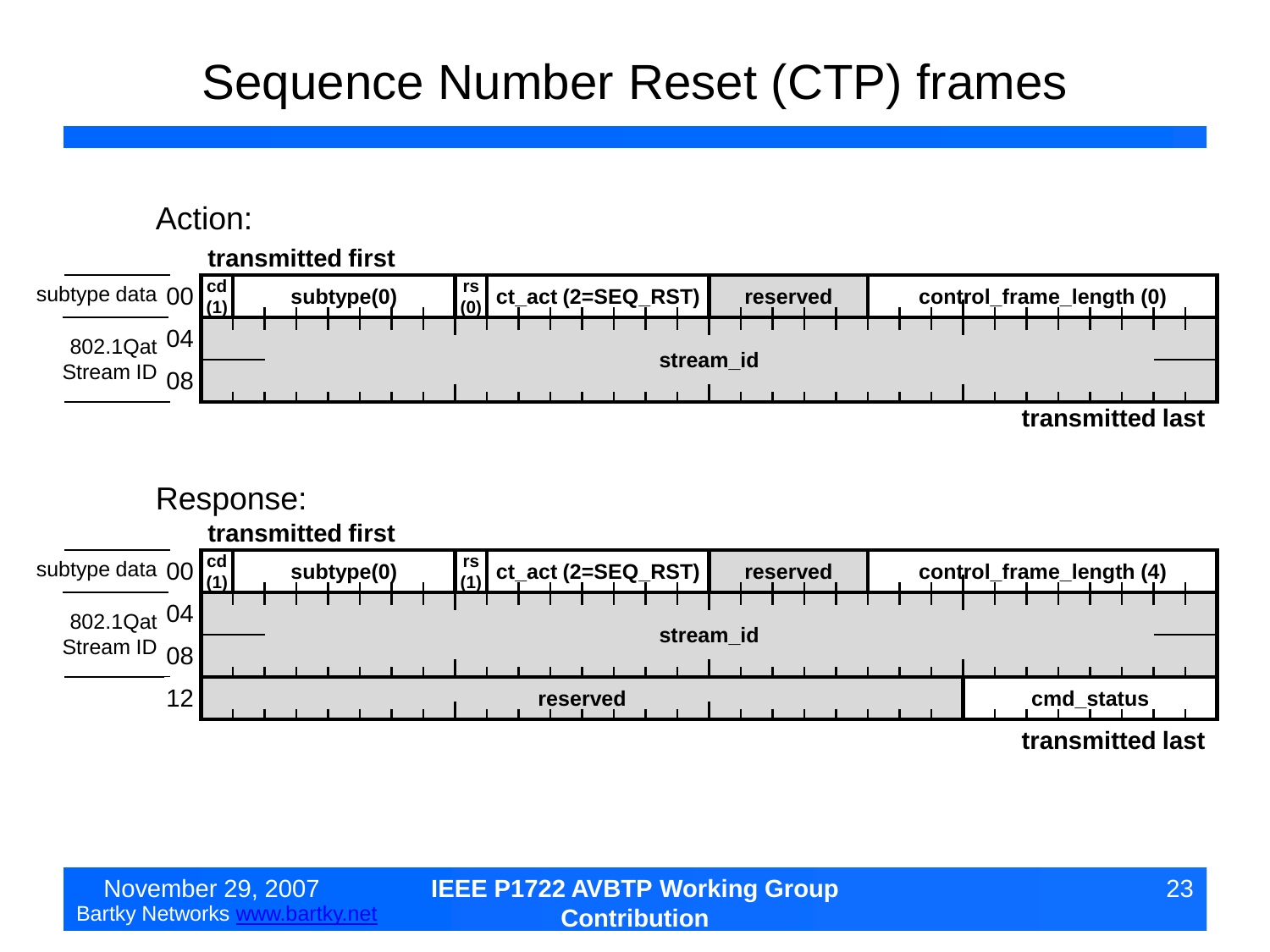# Sequence Number Reset (CTP) frames

Action:

**transmitted first**

| Offset | Label | Fields | | | | | |
|---|---|---|---|---|---|---|---|
| 00 | subtype data | cd (1) | subtype(0) | rs (0) | ct_act (2=SEQ_RST) | reserved | control_frame_length (0) |
| 04 | 802.1Qat Stream ID | stream_id | | | | | |
| 08 | | | | | | | |

**transmitted last**

Response:

**transmitted first**

| Offset | Label | Fields | | | | | |
|---|---|---|---|---|---|---|---|
| 00 | subtype data | cd (1) | subtype(0) | rs (1) | ct_act (2=SEQ_RST) | reserved | control_frame_length (4) |
| 04 | 802.1Qat Stream ID | stream_id | | | | | |
| 08 | | | | | | | |
| 12 | | reserved | | | | | cmd_status |

**transmitted last**

November 29, 2007
Bartky Networks www.bartky.net

IEEE P1722 AVBTP Working Group Contribution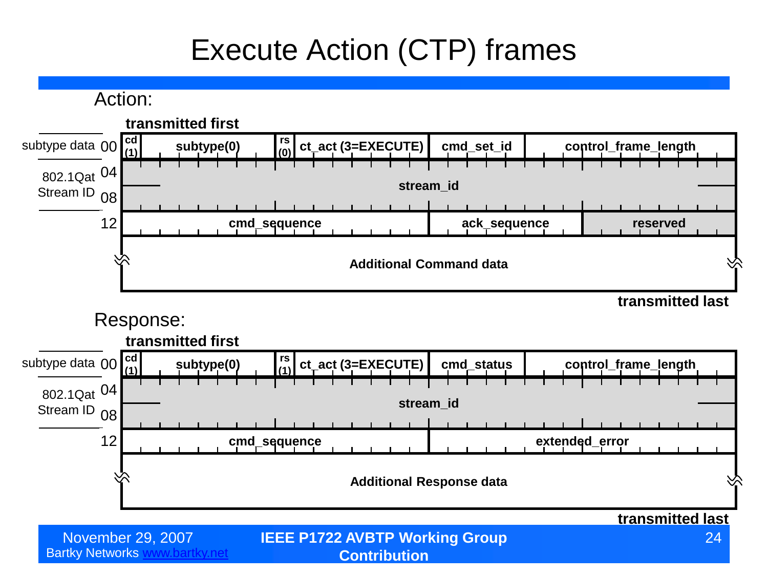# Execute Action (CTP) frames

Action:

**transmitted first**

| Offset | | | | | | |
|---|---|---|---|---|---|---|
| subtype data 00 | cd (1) | subtype(0) | rs (0) | ct_act (3=EXECUTE) | cmd_set_id | control_frame_length |
| 802.1Qat Stream ID 04 | stream_id | | | | | |
| 08 | | | | | | |
| 12 | cmd_sequence | | | | ack_sequence | reserved |
| | Additional Command data | | | | | |

**transmitted last**

Response:

**transmitted first**

| Offset | | | | | | |
|---|---|---|---|---|---|---|
| subtype data 00 | cd (1) | subtype(0) | rs (1) | ct_act (3=EXECUTE) | cmd_status | control_frame_length |
| 802.1Qat Stream ID 04 | stream_id | | | | | |
| 08 | | | | | | |
| 12 | cmd_sequence | | | | extended_error | |
| | Additional Response data | | | | | |

**transmitted last**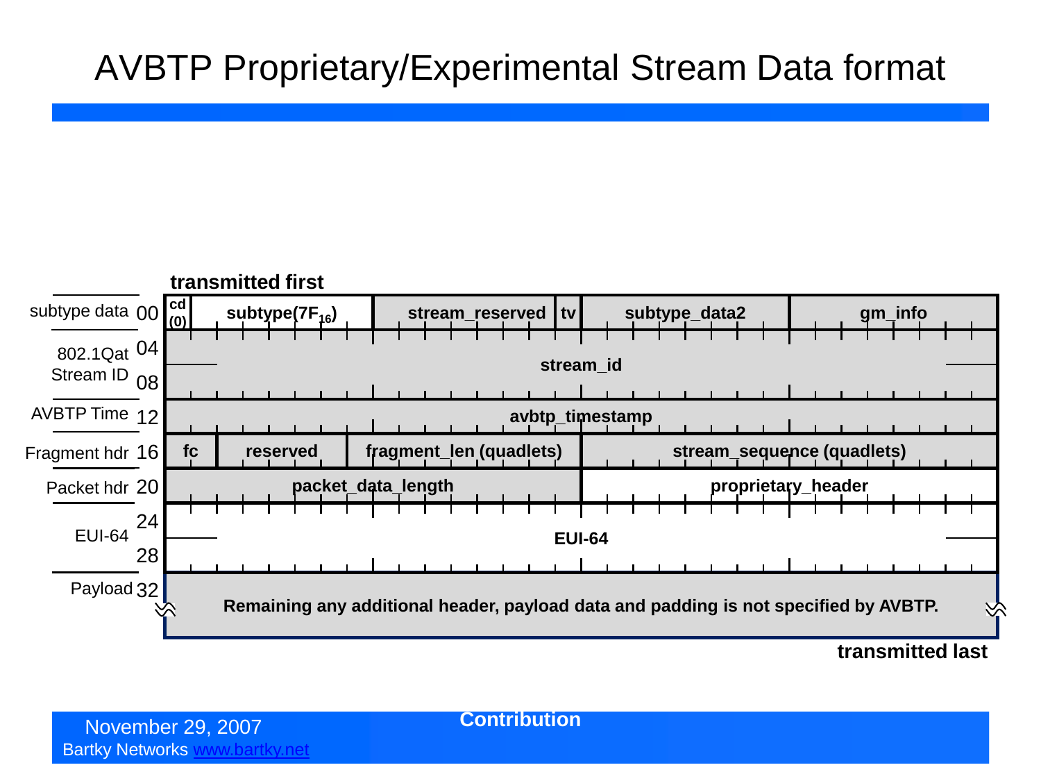# AVBTP Proprietary/Experimental Stream Data format

**transmitted first**

| Section | Offset | Fields |
|---|---|---|
| subtype data | 00 | cd (0) \| subtype($7F_{16}$) \| stream_reserved \| tv \| subtype_data2 \| gm_info |
| 802.1Qat Stream ID | 04 | stream_id |
| | 08 | stream_id |
| AVBTP Time | 12 | avbtp_timestamp |
| Fragment hdr | 16 | fc \| reserved \| fragment_len (quadlets) \| stream_sequence (quadlets) |
| Packet hdr | 20 | packet_data_length \| proprietary_header |
| EUI-64 | 24 | EUI-64 |
| | 28 | EUI-64 |
| Payload | 32 | Remaining any additional header, payload data and padding is not specified by AVBTP. |

**transmitted last**

Contribution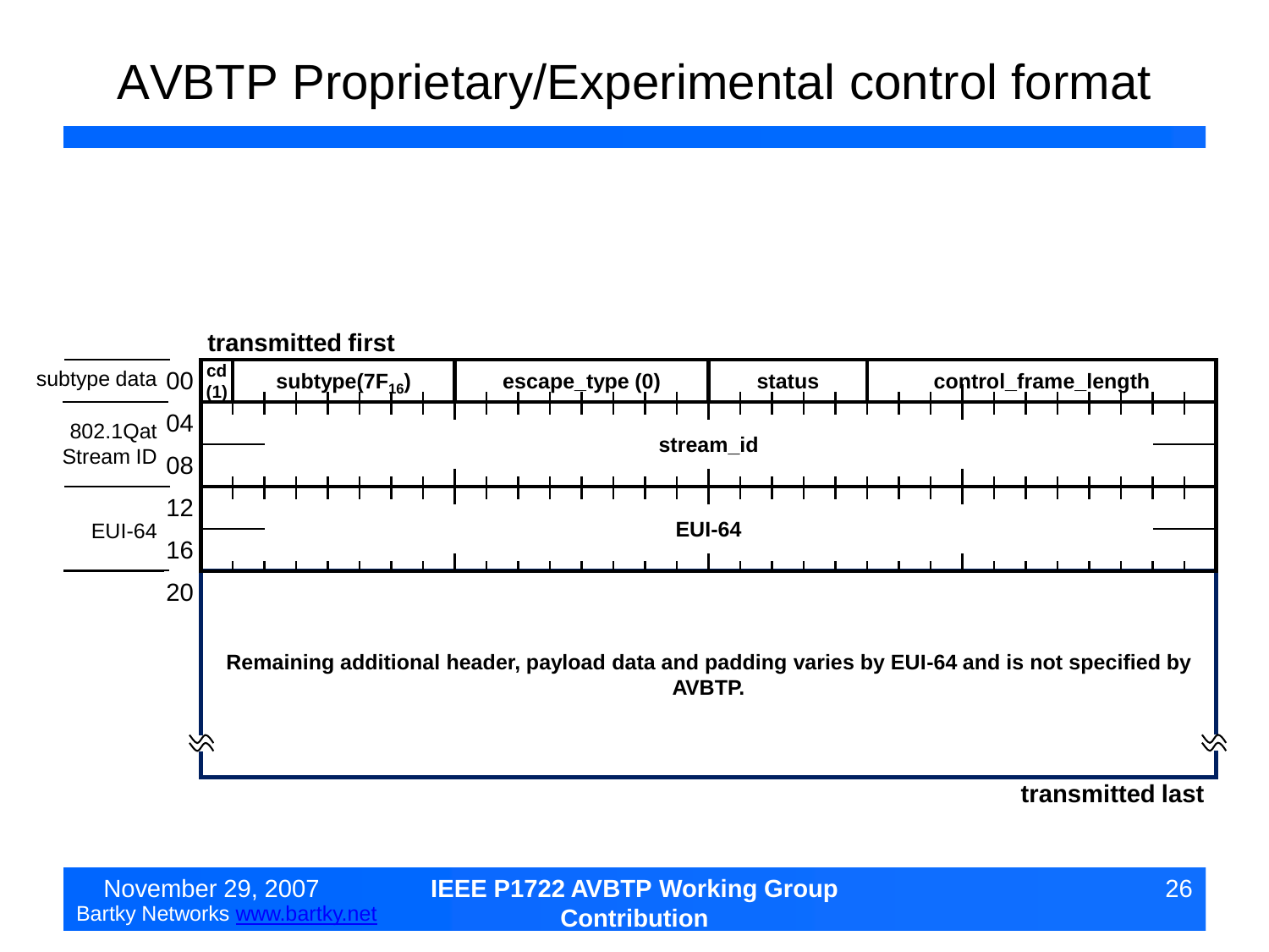# AVBTP Proprietary/Experimental control format

**transmitted first**

| Offset | Label | Fields |
|---|---|---|
| 00 | subtype data | **cd (1)** \| **subtype($7F_{16}$)** \| **escape_type (0)** \| **status** \| **control_frame_length** |
| 04 | 802.1Qat Stream ID | **stream_id** |
| 08 | | |
| 12 | EUI-64 | **EUI-64** |
| 16 | | |
| 20 | | **Remaining additional header, payload data and padding varies by EUI-64 and is not specified by AVBTP.** |

**transmitted last**

November 29, 2007
Bartky Networks www.bartky.net

**IEEE P1722 AVBTP Working Group Contribution**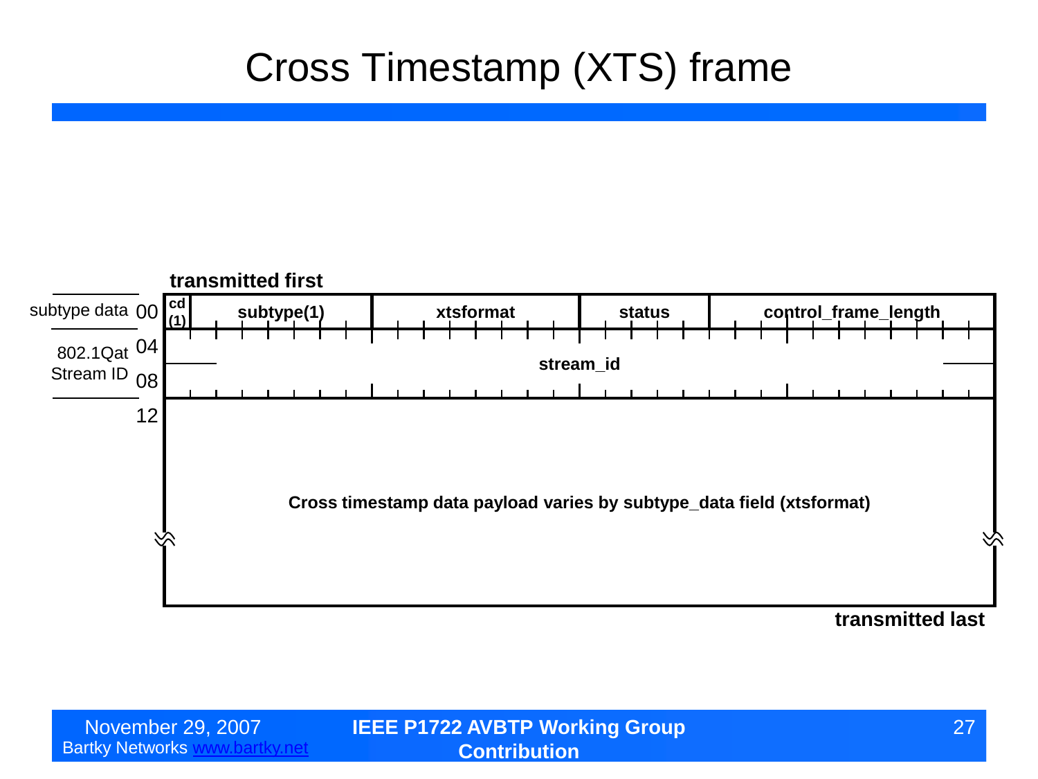# Cross Timestamp (XTS) frame

transmitted first

| | | | | | | |
|---|---|---|---|---|---|---|
| subtype data | 00 | cd (1) | subtype(1) | xtsformat | status | control_frame_length |
| 802.1Qat Stream ID | 04 | stream_id | | | | |
| | 08 | | | | | |
| | 12 | Cross timestamp data payload varies by subtype_data field (xtsformat) | | | | |

transmitted last

November 29, 2007
Bartky Networks www.bartky.net

**IEEE P1722 AVBTP Working Group Contribution**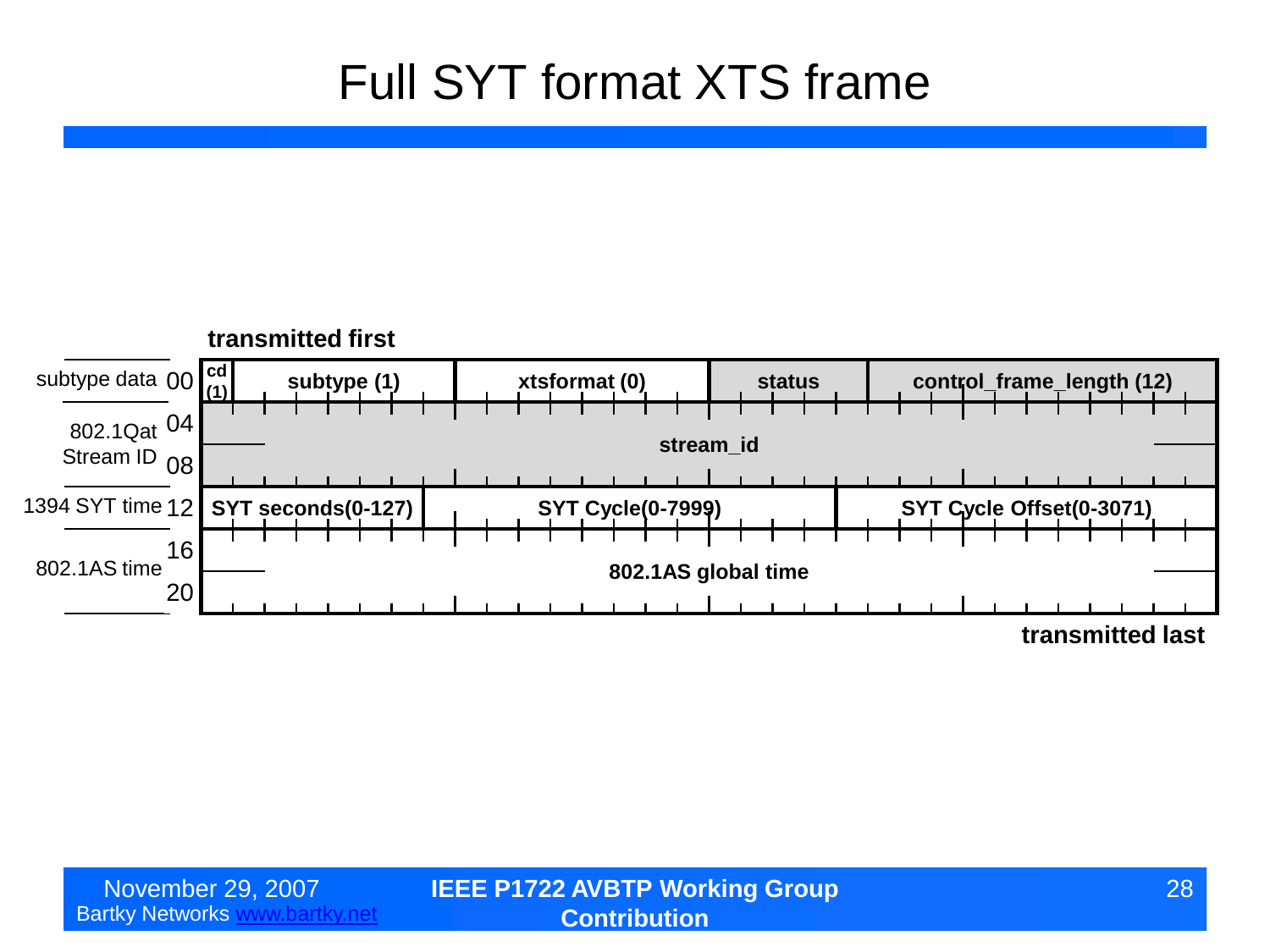# Full SYT format XTS frame

**transmitted first**

| | Offset | Fields | | | | |
|---|---|---|---|---|---|---|
| subtype data | 00 | cd (1) | subtype (1) | xtsformat (0) | status | control_frame_length (12) |
| 802.1Qat Stream ID | 04 | stream_id | | | | |
| | 08 | | | | | |
| 1394 SYT time | 12 | SYT seconds(0-127) | | SYT Cycle(0-7999) | | SYT Cycle Offset(0-3071) |
| 802.1AS time | 16 | 802.1AS global time | | | | |
| | 20 | | | | | |

**transmitted last**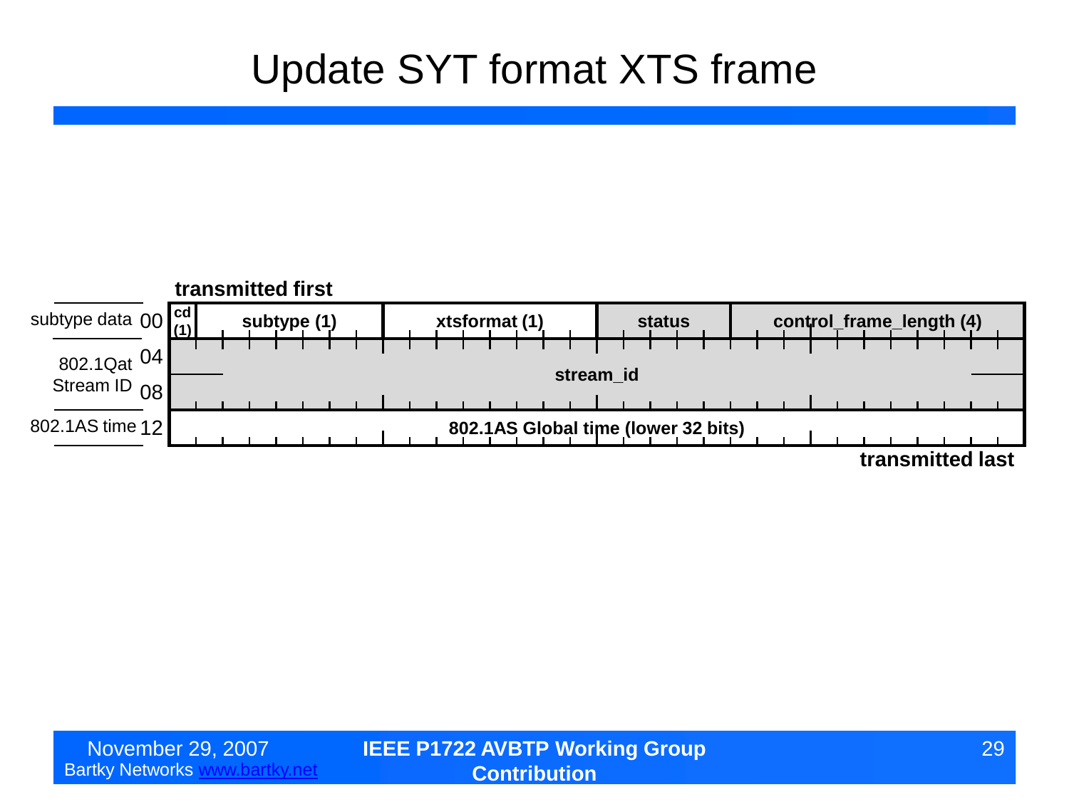# Update SYT format XTS frame

**transmitted first**

| Offset | Label | | | | | |
|---|---|---|---|---|---|---|
| 00 | subtype data | **cd (1)** | **subtype (1)** | **xtsformat (1)** | **status** | **control_frame_length (4)** |
| 04 | 802.1Qat Stream ID | **stream_id** | | | | |
| 08 | | | | | | |
| 12 | 802.1AS time | **802.1AS Global time (lower 32 bits)** | | | | |

**transmitted last**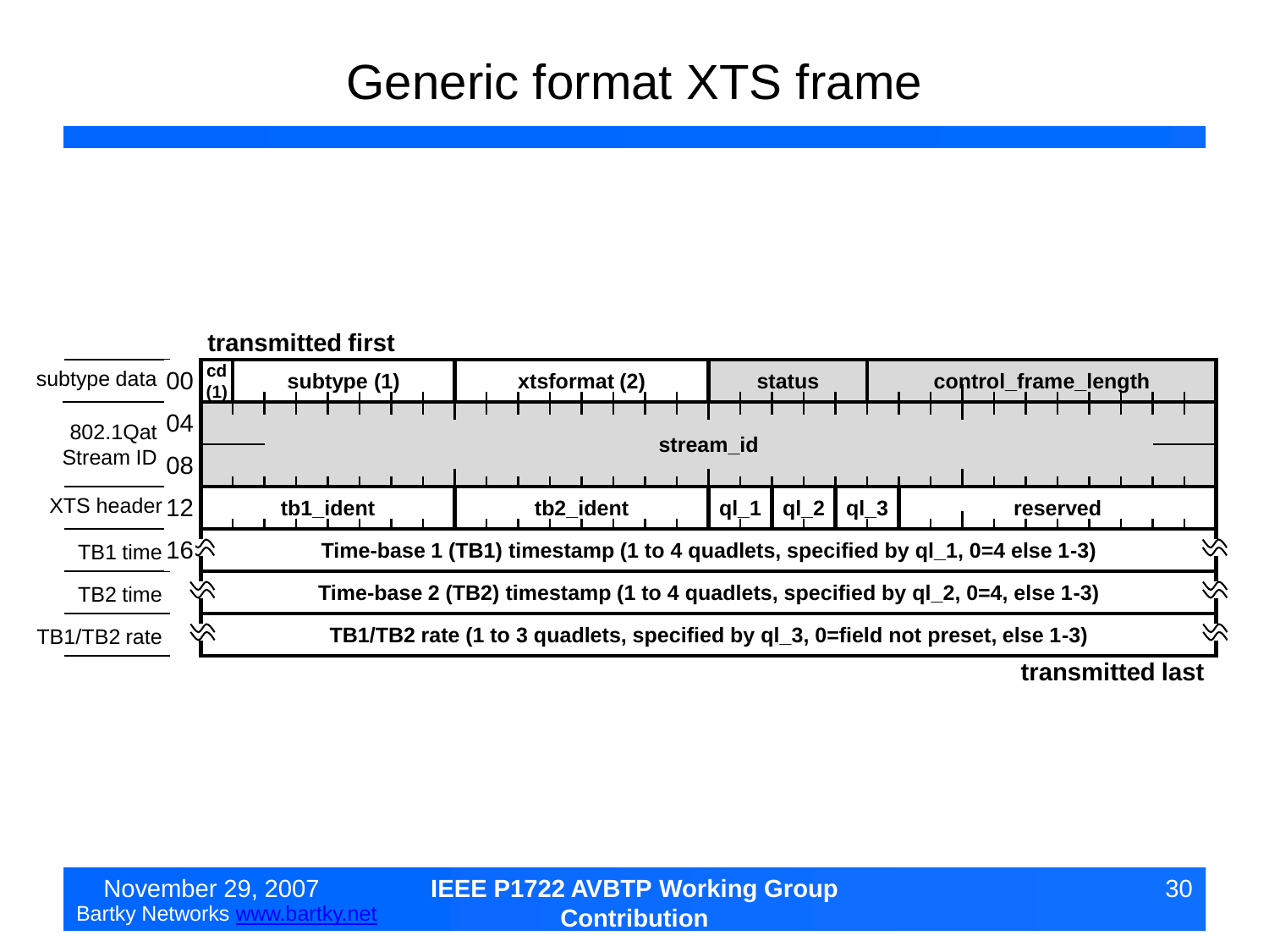# Generic format XTS frame

**transmitted first**

| Offset | Label | Fields |
|---|---|---|
| 00 | subtype data | **cd (1)** \| **subtype (1)** \| **xtsformat (2)** \| **status** \| **control_frame_length** |
| 04 | 802.1Qat Stream ID | **stream_id** |
| 08 | | |
| 12 | XTS header | **tb1_ident** \| **tb2_ident** \| **ql_1** \| **ql_2** \| **ql_3** \| **reserved** |
| 16 | TB1 time | **Time-base 1 (TB1) timestamp (1 to 4 quadlets, specified by ql_1, 0=4 else 1-3)** |
| | TB2 time | **Time-base 2 (TB2) timestamp (1 to 4 quadlets, specified by ql_2, 0=4, else 1-3)** |
| | TB1/TB2 rate | **TB1/TB2 rate (1 to 3 quadlets, specified by ql_3, 0=field not preset, else 1-3)** |

**transmitted last**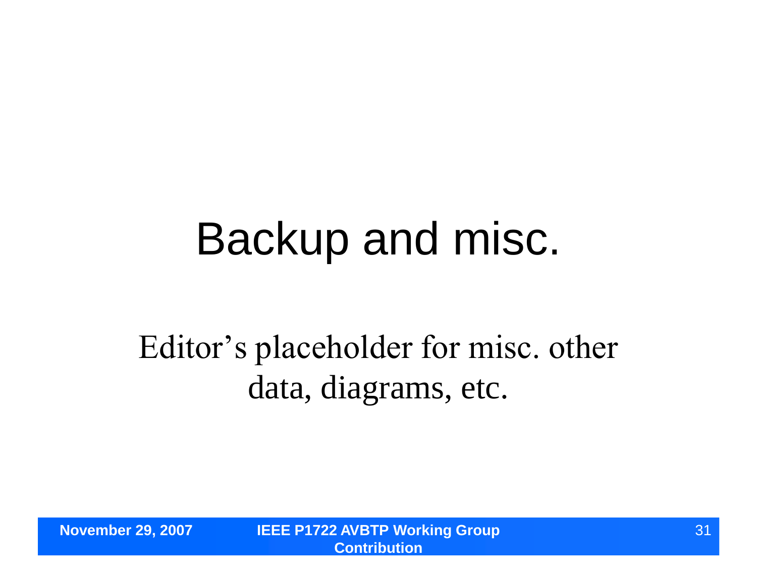# Backup and misc.

Editor's placeholder for misc. other data, diagrams, etc.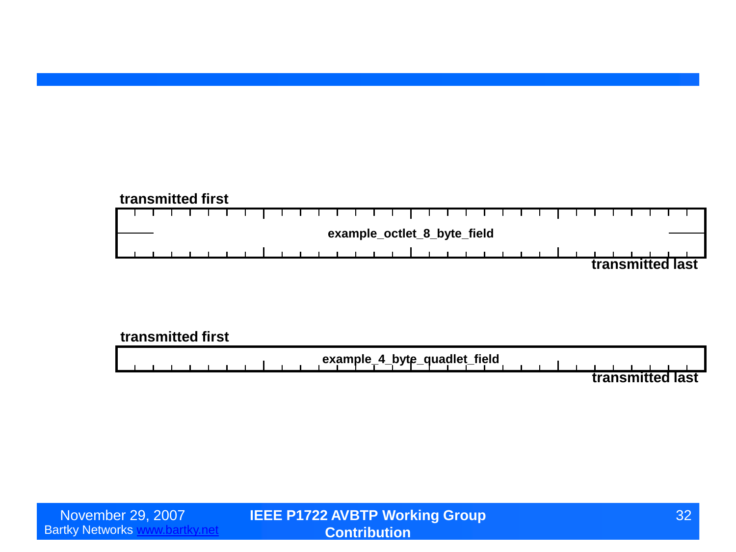transmitted first

example_octlet_8_byte_field

transmitted last

transmitted first

example_4_byte_quadlet_field

transmitted last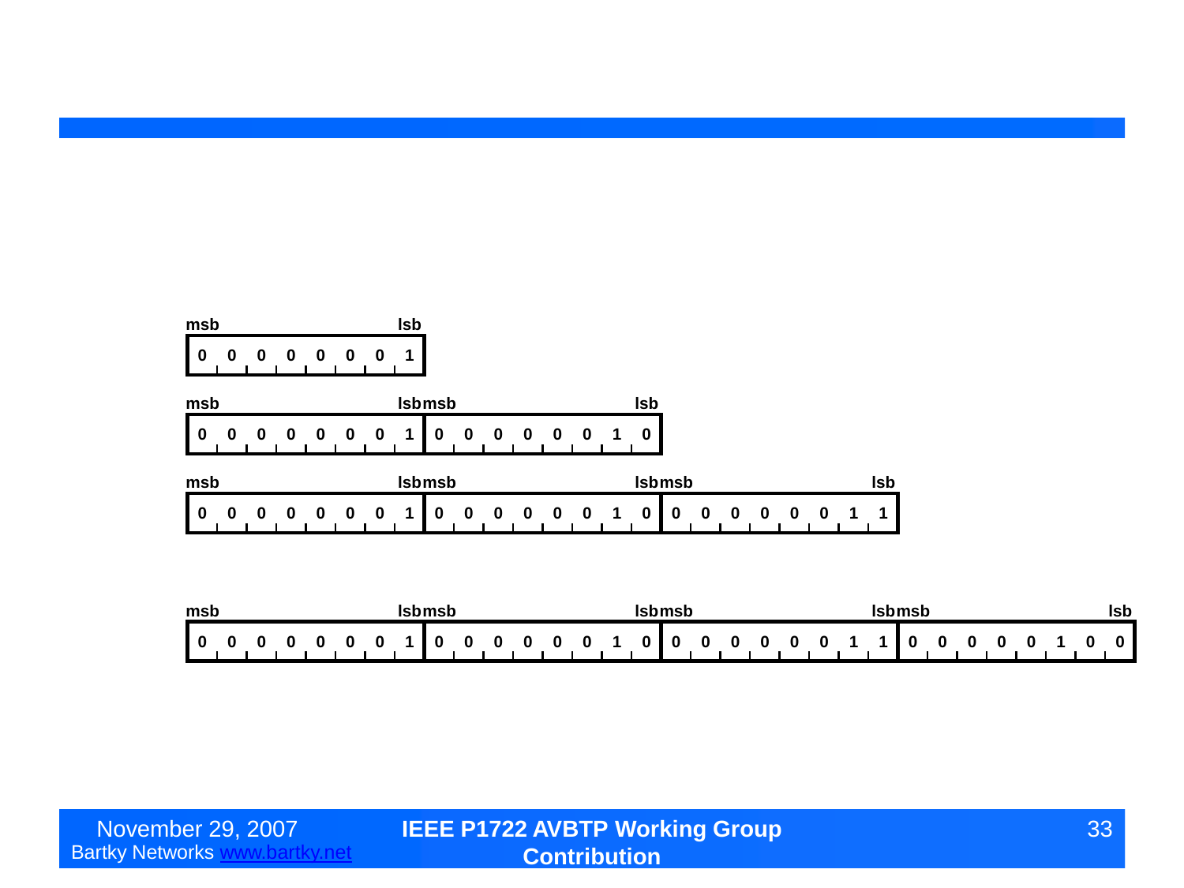| msb | | | | | | | lsb |
|---|---|---|---|---|---|---|---|
| 0 | 0 | 0 | 0 | 0 | 0 | 0 | 1 |

| msb | | | | | | | lsb | msb | | | | | | | lsb |
|---|---|---|---|---|---|---|---|---|---|---|---|---|---|---|---|
| 0 | 0 | 0 | 0 | 0 | 0 | 0 | 1 | 0 | 0 | 0 | 0 | 0 | 0 | 1 | 0 |

| msb | | | | | | | lsb | msb | | | | | | | lsb | msb | | | | | | | lsb |
|---|---|---|---|---|---|---|---|---|---|---|---|---|---|---|---|---|---|---|---|---|---|---|---|
| 0 | 0 | 0 | 0 | 0 | 0 | 0 | 1 | 0 | 0 | 0 | 0 | 0 | 0 | 1 | 0 | 0 | 0 | 0 | 0 | 0 | 0 | 1 | 1 |

| msb | | | | | | | lsb | msb | | | | | | | lsb | msb | | | | | | | lsb | msb | | | | | | | lsb |
|---|---|---|---|---|---|---|---|---|---|---|---|---|---|---|---|---|---|---|---|---|---|---|---|---|---|---|---|---|---|---|---|
| 0 | 0 | 0 | 0 | 0 | 0 | 0 | 1 | 0 | 0 | 0 | 0 | 0 | 0 | 1 | 0 | 0 | 0 | 0 | 0 | 0 | 0 | 1 | 1 | 0 | 0 | 0 | 0 | 0 | 1 | 0 | 0 |